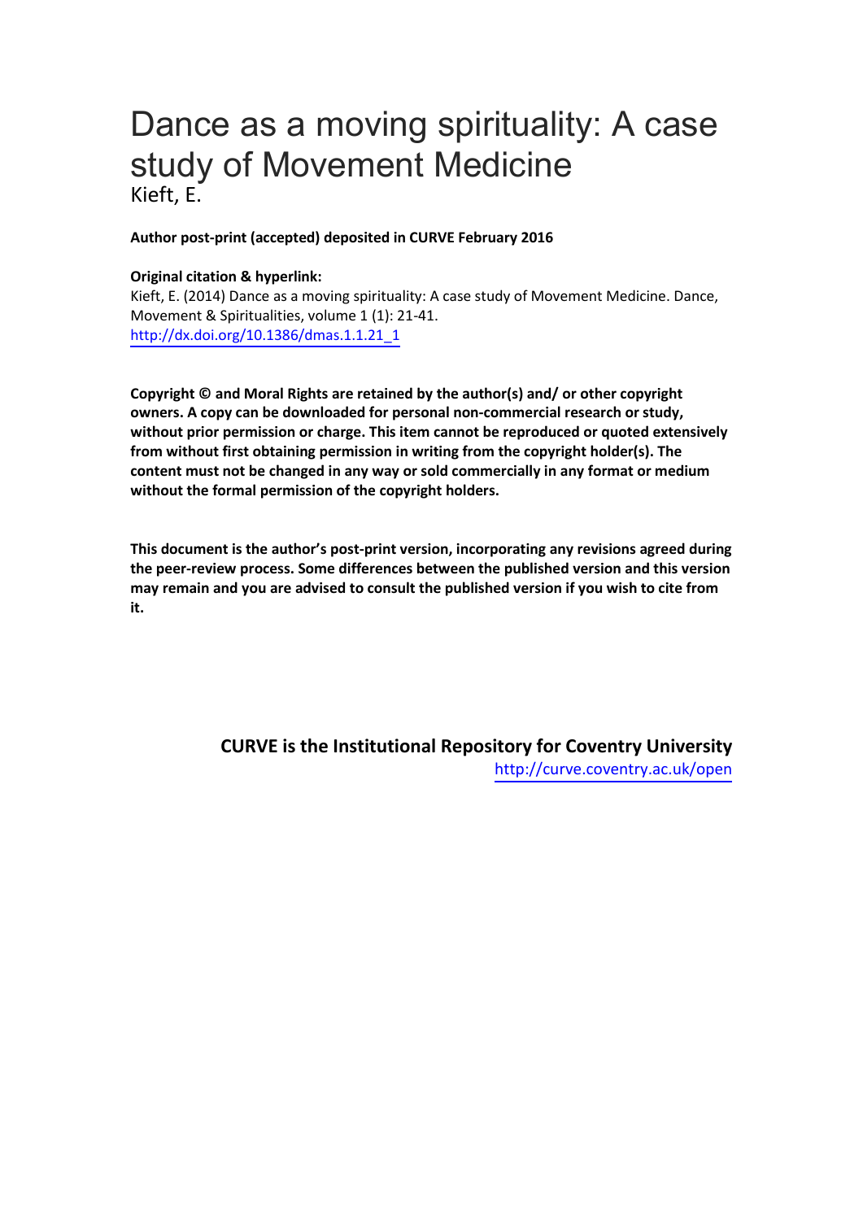# Dance as a moving spirituality: A case study of Movement Medicine

Kieft, E.

**Author post-print (accepted) deposited in CURVE February 2016**

**Original citation & hyperlink:**

Kieft, E. (2014) Dance as a moving spirituality: A case study of Movement Medicine. Dance, Movement & Spiritualities, volume 1 (1): 21-41.

http://dx.doi.org/10.1386/dmas.1.1.21_1

**Copyright © and Moral Rights are retained by the author(s) and/ or other copyright owners. A copy can be downloaded for personal non-commercial research or study, without prior permission or charge. This item cannot be reproduced or quoted extensively from without first obtaining permission in writing from the copyright holder(s). The content must not be changed in any way or sold commercially in any format or medium without the formal permission of the copyright holders.**

**This document is the author's post-print version, incorporating any revisions agreed during the peer-review process. Some differences between the published version and this version may remain and you are advised to consult the published version if you wish to cite from it.**

**CURVE is the Institutional Repository for Coventry University**

http://curve.coventry.ac.uk/open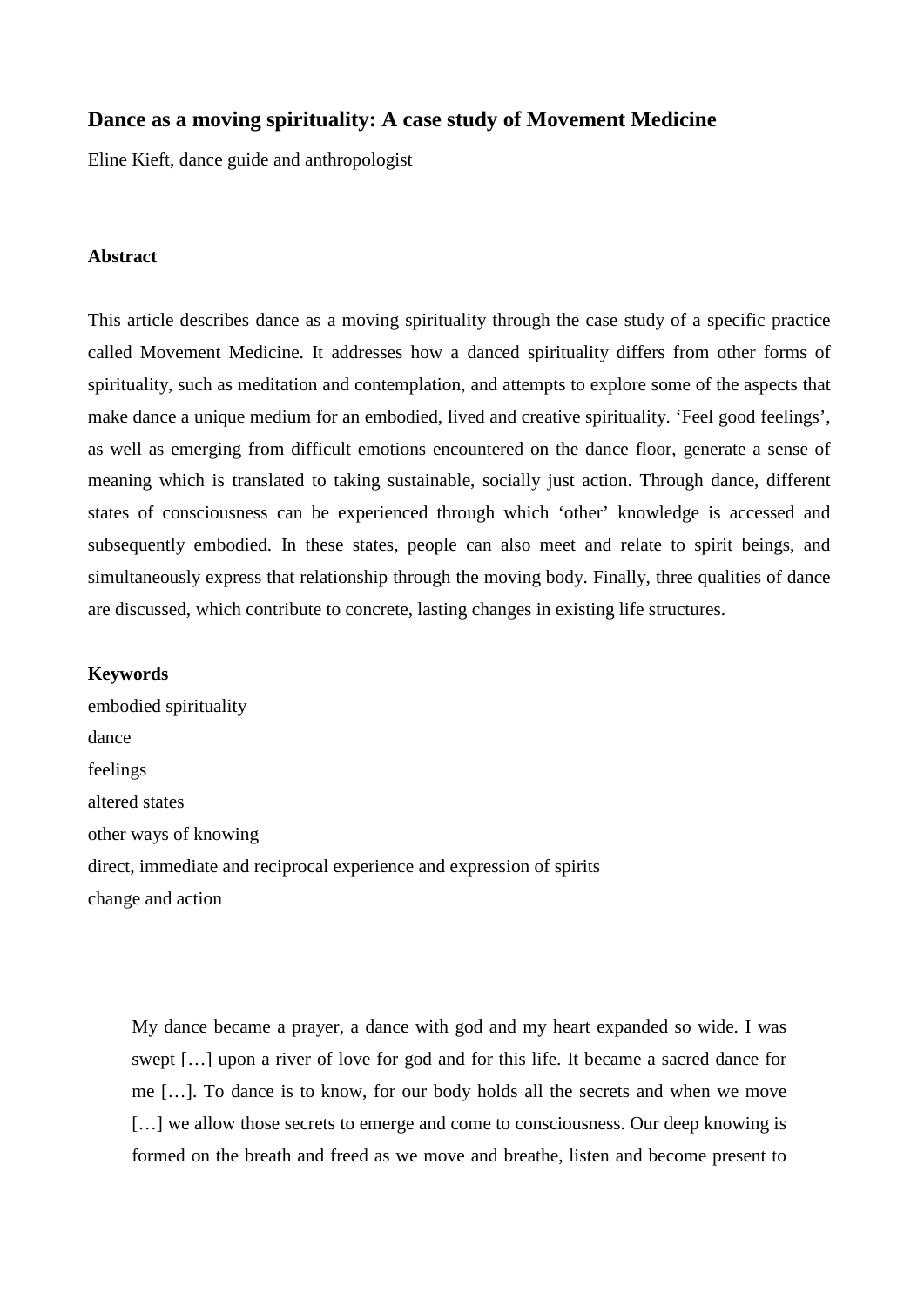# Dance as a moving spirituality: A case study of Movement Medicine

Eline Kieft, dance guide and anthropologist

**Abstract**

This article describes dance as a moving spirituality through the case study of a specific practice called Movement Medicine. It addresses how a danced spirituality differs from other forms of spirituality, such as meditation and contemplation, and attempts to explore some of the aspects that make dance a unique medium for an embodied, lived and creative spirituality. 'Feel good feelings', as well as emerging from difficult emotions encountered on the dance floor, generate a sense of meaning which is translated to taking sustainable, socially just action. Through dance, different states of consciousness can be experienced through which 'other' knowledge is accessed and subsequently embodied. In these states, people can also meet and relate to spirit beings, and simultaneously express that relationship through the moving body. Finally, three qualities of dance are discussed, which contribute to concrete, lasting changes in existing life structures.

**Keywords**

embodied spirituality
dance
feelings
altered states
other ways of knowing
direct, immediate and reciprocal experience and expression of spirits
change and action

> My dance became a prayer, a dance with god and my heart expanded so wide. I was swept […] upon a river of love for god and for this life. It became a sacred dance for me […]. To dance is to know, for our body holds all the secrets and when we move […] we allow those secrets to emerge and come to consciousness. Our deep knowing is formed on the breath and freed as we move and breathe, listen and become present to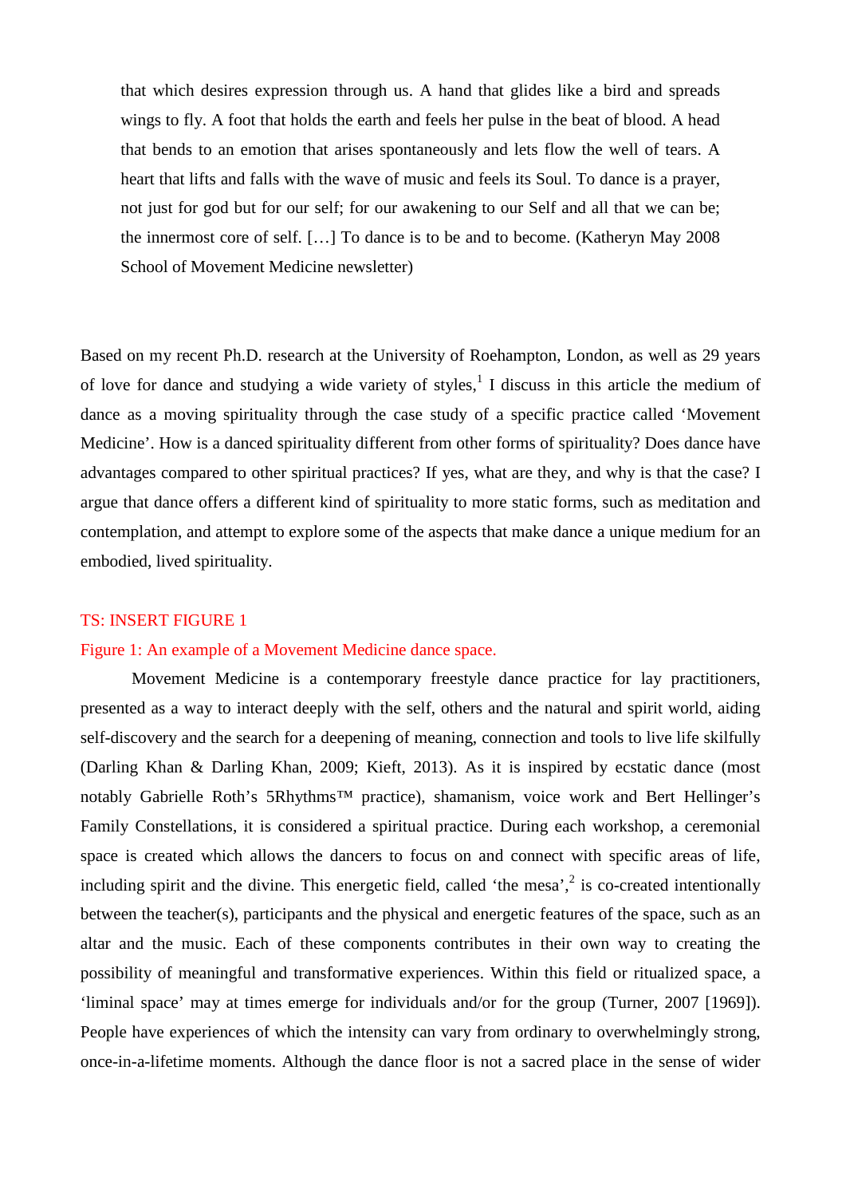> that which desires expression through us. A hand that glides like a bird and spreads wings to fly. A foot that holds the earth and feels her pulse in the beat of blood. A head that bends to an emotion that arises spontaneously and lets flow the well of tears. A heart that lifts and falls with the wave of music and feels its Soul. To dance is a prayer, not just for god but for our self; for our awakening to our Self and all that we can be; the innermost core of self. […] To dance is to be and to become. (Katheryn May 2008 School of Movement Medicine newsletter)

Based on my recent Ph.D. research at the University of Roehampton, London, as well as 29 years of love for dance and studying a wide variety of styles,[1] I discuss in this article the medium of dance as a moving spirituality through the case study of a specific practice called 'Movement Medicine'. How is a danced spirituality different from other forms of spirituality? Does dance have advantages compared to other spiritual practices? If yes, what are they, and why is that the case? I argue that dance offers a different kind of spirituality to more static forms, such as meditation and contemplation, and attempt to explore some of the aspects that make dance a unique medium for an embodied, lived spirituality.

TS: INSERT FIGURE 1

Figure 1: An example of a Movement Medicine dance space.

Movement Medicine is a contemporary freestyle dance practice for lay practitioners, presented as a way to interact deeply with the self, others and the natural and spirit world, aiding self-discovery and the search for a deepening of meaning, connection and tools to live life skilfully (Darling Khan & Darling Khan, 2009; Kieft, 2013). As it is inspired by ecstatic dance (most notably Gabrielle Roth's 5Rhythms™ practice), shamanism, voice work and Bert Hellinger's Family Constellations, it is considered a spiritual practice. During each workshop, a ceremonial space is created which allows the dancers to focus on and connect with specific areas of life, including spirit and the divine. This energetic field, called 'the mesa',[2] is co-created intentionally between the teacher(s), participants and the physical and energetic features of the space, such as an altar and the music. Each of these components contributes in their own way to creating the possibility of meaningful and transformative experiences. Within this field or ritualized space, a 'liminal space' may at times emerge for individuals and/or for the group (Turner, 2007 [1969]). People have experiences of which the intensity can vary from ordinary to overwhelmingly strong, once-in-a-lifetime moments. Although the dance floor is not a sacred place in the sense of wider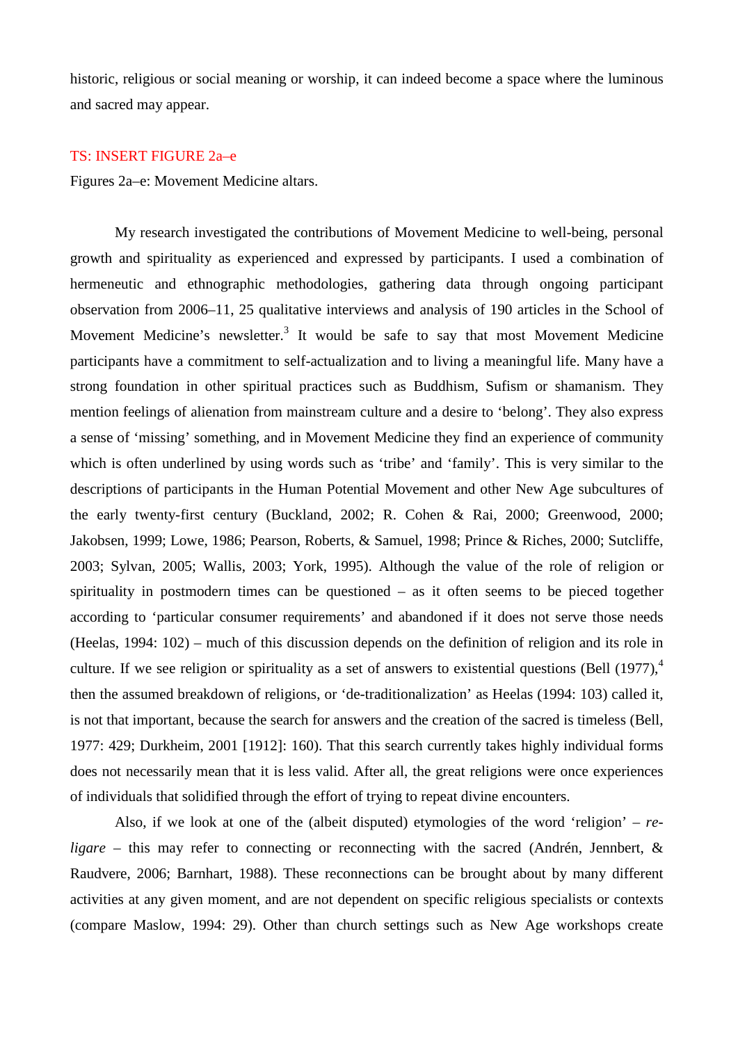historic, religious or social meaning or worship, it can indeed become a space where the luminous and sacred may appear.

TS: INSERT FIGURE 2a–e

Figures 2a–e: Movement Medicine altars.

My research investigated the contributions of Movement Medicine to well-being, personal growth and spirituality as experienced and expressed by participants. I used a combination of hermeneutic and ethnographic methodologies, gathering data through ongoing participant observation from 2006–11, 25 qualitative interviews and analysis of 190 articles in the School of Movement Medicine's newsletter.[3] It would be safe to say that most Movement Medicine participants have a commitment to self-actualization and to living a meaningful life. Many have a strong foundation in other spiritual practices such as Buddhism, Sufism or shamanism. They mention feelings of alienation from mainstream culture and a desire to 'belong'. They also express a sense of 'missing' something, and in Movement Medicine they find an experience of community which is often underlined by using words such as 'tribe' and 'family'. This is very similar to the descriptions of participants in the Human Potential Movement and other New Age subcultures of the early twenty-first century (Buckland, 2002; R. Cohen & Rai, 2000; Greenwood, 2000; Jakobsen, 1999; Lowe, 1986; Pearson, Roberts, & Samuel, 1998; Prince & Riches, 2000; Sutcliffe, 2003; Sylvan, 2005; Wallis, 2003; York, 1995). Although the value of the role of religion or spirituality in postmodern times can be questioned – as it often seems to be pieced together according to 'particular consumer requirements' and abandoned if it does not serve those needs (Heelas, 1994: 102) – much of this discussion depends on the definition of religion and its role in culture. If we see religion or spirituality as a set of answers to existential questions (Bell (1977),[4] then the assumed breakdown of religions, or 'de-traditionalization' as Heelas (1994: 103) called it, is not that important, because the search for answers and the creation of the sacred is timeless (Bell, 1977: 429; Durkheim, 2001 [1912]: 160). That this search currently takes highly individual forms does not necessarily mean that it is less valid. After all, the great religions were once experiences of individuals that solidified through the effort of trying to repeat divine encounters.

Also, if we look at one of the (albeit disputed) etymologies of the word 'religion' – *re-ligare* – this may refer to connecting or reconnecting with the sacred (Andrén, Jennbert, & Raudvere, 2006; Barnhart, 1988). These reconnections can be brought about by many different activities at any given moment, and are not dependent on specific religious specialists or contexts (compare Maslow, 1994: 29). Other than church settings such as New Age workshops create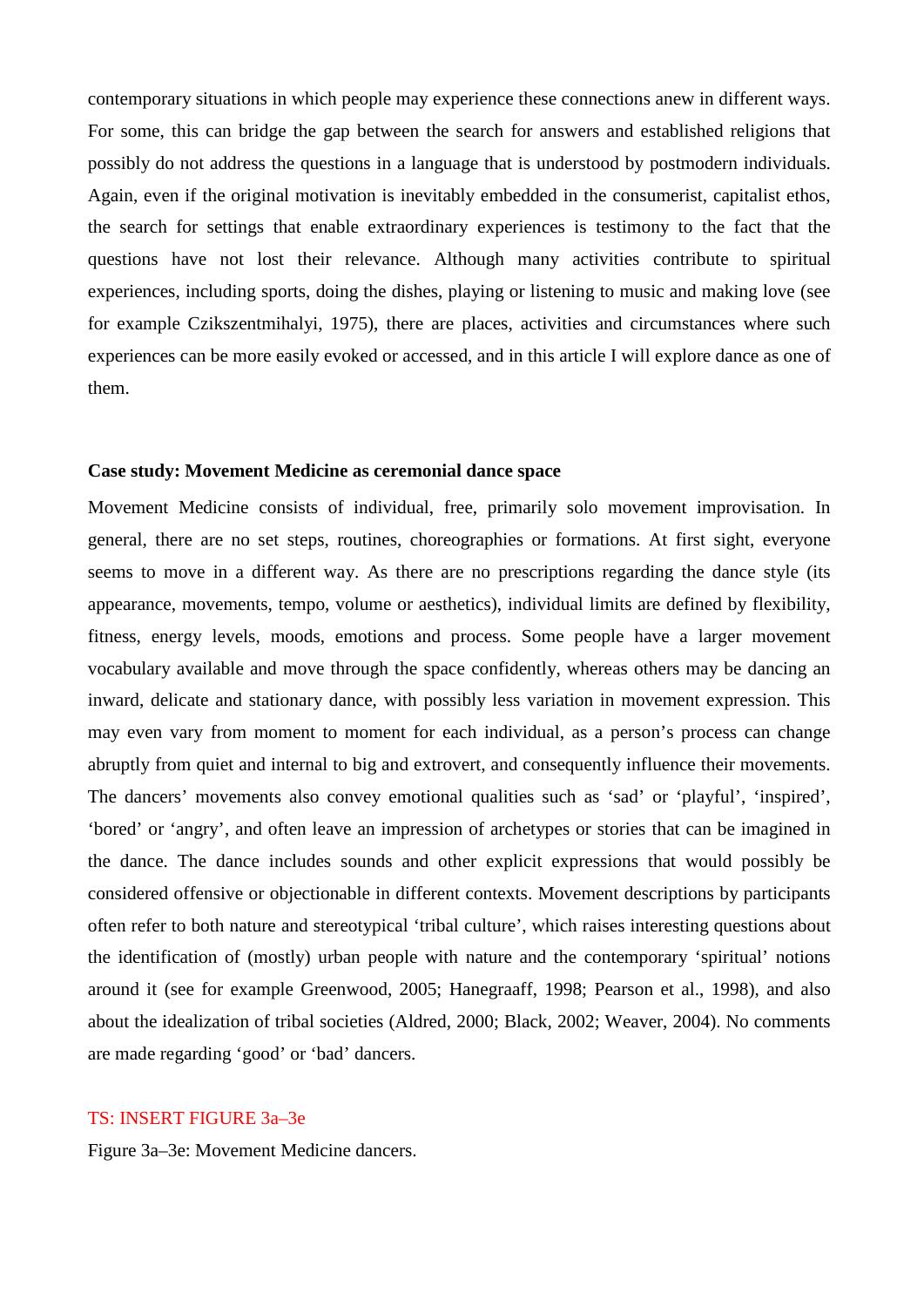contemporary situations in which people may experience these connections anew in different ways. For some, this can bridge the gap between the search for answers and established religions that possibly do not address the questions in a language that is understood by postmodern individuals. Again, even if the original motivation is inevitably embedded in the consumerist, capitalist ethos, the search for settings that enable extraordinary experiences is testimony to the fact that the questions have not lost their relevance. Although many activities contribute to spiritual experiences, including sports, doing the dishes, playing or listening to music and making love (see for example Czikszentmihalyi, 1975), there are places, activities and circumstances where such experiences can be more easily evoked or accessed, and in this article I will explore dance as one of them.

### Case study: Movement Medicine as ceremonial dance space

Movement Medicine consists of individual, free, primarily solo movement improvisation. In general, there are no set steps, routines, choreographies or formations. At first sight, everyone seems to move in a different way. As there are no prescriptions regarding the dance style (its appearance, movements, tempo, volume or aesthetics), individual limits are defined by flexibility, fitness, energy levels, moods, emotions and process. Some people have a larger movement vocabulary available and move through the space confidently, whereas others may be dancing an inward, delicate and stationary dance, with possibly less variation in movement expression. This may even vary from moment to moment for each individual, as a person's process can change abruptly from quiet and internal to big and extrovert, and consequently influence their movements. The dancers' movements also convey emotional qualities such as 'sad' or 'playful', 'inspired', 'bored' or 'angry', and often leave an impression of archetypes or stories that can be imagined in the dance. The dance includes sounds and other explicit expressions that would possibly be considered offensive or objectionable in different contexts. Movement descriptions by participants often refer to both nature and stereotypical 'tribal culture', which raises interesting questions about the identification of (mostly) urban people with nature and the contemporary 'spiritual' notions around it (see for example Greenwood, 2005; Hanegraaff, 1998; Pearson et al., 1998), and also about the idealization of tribal societies (Aldred, 2000; Black, 2002; Weaver, 2004). No comments are made regarding 'good' or 'bad' dancers.

TS: INSERT FIGURE 3a–3e

Figure 3a–3e: Movement Medicine dancers.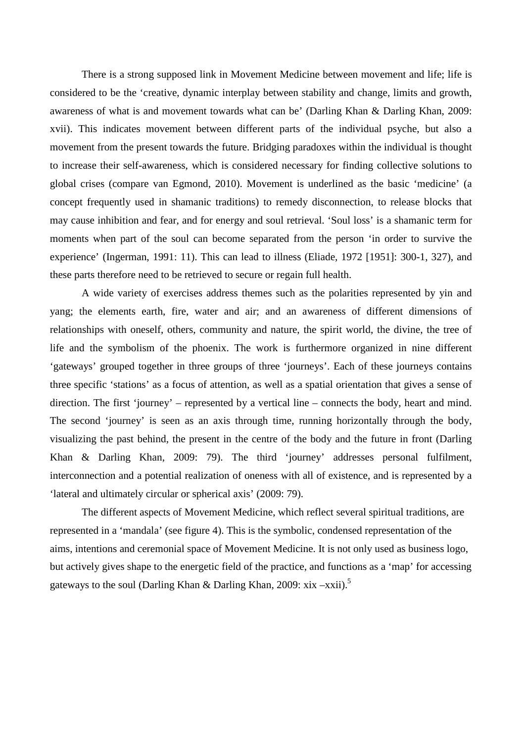There is a strong supposed link in Movement Medicine between movement and life; life is considered to be the 'creative, dynamic interplay between stability and change, limits and growth, awareness of what is and movement towards what can be' (Darling Khan & Darling Khan, 2009: xvii). This indicates movement between different parts of the individual psyche, but also a movement from the present towards the future. Bridging paradoxes within the individual is thought to increase their self-awareness, which is considered necessary for finding collective solutions to global crises (compare van Egmond, 2010). Movement is underlined as the basic 'medicine' (a concept frequently used in shamanic traditions) to remedy disconnection, to release blocks that may cause inhibition and fear, and for energy and soul retrieval. 'Soul loss' is a shamanic term for moments when part of the soul can become separated from the person 'in order to survive the experience' (Ingerman, 1991: 11). This can lead to illness (Eliade, 1972 [1951]: 300-1, 327), and these parts therefore need to be retrieved to secure or regain full health.

A wide variety of exercises address themes such as the polarities represented by yin and yang; the elements earth, fire, water and air; and an awareness of different dimensions of relationships with oneself, others, community and nature, the spirit world, the divine, the tree of life and the symbolism of the phoenix. The work is furthermore organized in nine different 'gateways' grouped together in three groups of three 'journeys'. Each of these journeys contains three specific 'stations' as a focus of attention, as well as a spatial orientation that gives a sense of direction. The first 'journey' – represented by a vertical line – connects the body, heart and mind. The second 'journey' is seen as an axis through time, running horizontally through the body, visualizing the past behind, the present in the centre of the body and the future in front (Darling Khan & Darling Khan, 2009: 79). The third 'journey' addresses personal fulfilment, interconnection and a potential realization of oneness with all of existence, and is represented by a 'lateral and ultimately circular or spherical axis' (2009: 79).

The different aspects of Movement Medicine, which reflect several spiritual traditions, are represented in a 'mandala' (see figure 4). This is the symbolic, condensed representation of the aims, intentions and ceremonial space of Movement Medicine. It is not only used as business logo, but actively gives shape to the energetic field of the practice, and functions as a 'map' for accessing gateways to the soul (Darling Khan & Darling Khan, 2009: xix –xxii).[5]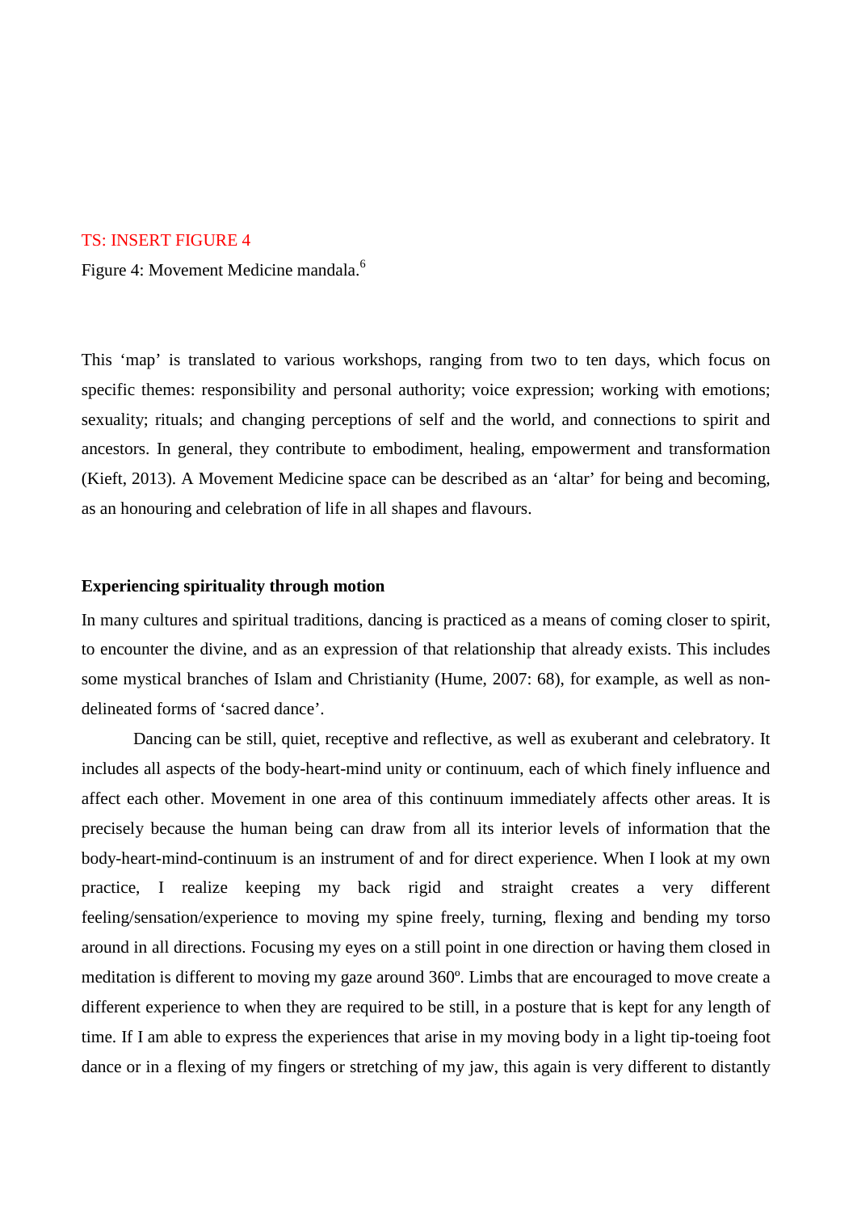TS: INSERT FIGURE 4

Figure 4: Movement Medicine mandala.[6]

This 'map' is translated to various workshops, ranging from two to ten days, which focus on specific themes: responsibility and personal authority; voice expression; working with emotions; sexuality; rituals; and changing perceptions of self and the world, and connections to spirit and ancestors. In general, they contribute to embodiment, healing, empowerment and transformation (Kieft, 2013). A Movement Medicine space can be described as an 'altar' for being and becoming, as an honouring and celebration of life in all shapes and flavours.

**Experiencing spirituality through motion**

In many cultures and spiritual traditions, dancing is practiced as a means of coming closer to spirit, to encounter the divine, and as an expression of that relationship that already exists. This includes some mystical branches of Islam and Christianity (Hume, 2007: 68), for example, as well as non-delineated forms of 'sacred dance'.

Dancing can be still, quiet, receptive and reflective, as well as exuberant and celebratory. It includes all aspects of the body-heart-mind unity or continuum, each of which finely influence and affect each other. Movement in one area of this continuum immediately affects other areas. It is precisely because the human being can draw from all its interior levels of information that the body-heart-mind-continuum is an instrument of and for direct experience. When I look at my own practice, I realize keeping my back rigid and straight creates a very different feeling/sensation/experience to moving my spine freely, turning, flexing and bending my torso around in all directions. Focusing my eyes on a still point in one direction or having them closed in meditation is different to moving my gaze around 360º. Limbs that are encouraged to move create a different experience to when they are required to be still, in a posture that is kept for any length of time. If I am able to express the experiences that arise in my moving body in a light tip-toeing foot dance or in a flexing of my fingers or stretching of my jaw, this again is very different to distantly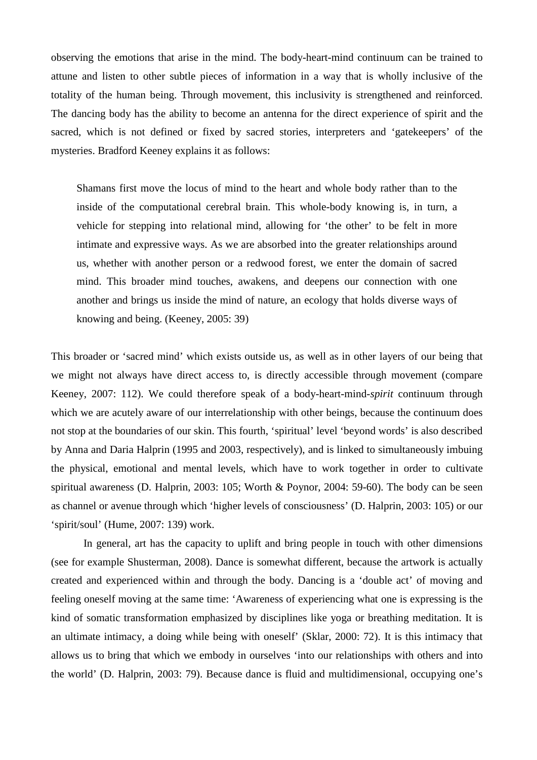observing the emotions that arise in the mind. The body-heart-mind continuum can be trained to attune and listen to other subtle pieces of information in a way that is wholly inclusive of the totality of the human being. Through movement, this inclusivity is strengthened and reinforced. The dancing body has the ability to become an antenna for the direct experience of spirit and the sacred, which is not defined or fixed by sacred stories, interpreters and 'gatekeepers' of the mysteries. Bradford Keeney explains it as follows:

> Shamans first move the locus of mind to the heart and whole body rather than to the inside of the computational cerebral brain. This whole-body knowing is, in turn, a vehicle for stepping into relational mind, allowing for 'the other' to be felt in more intimate and expressive ways. As we are absorbed into the greater relationships around us, whether with another person or a redwood forest, we enter the domain of sacred mind. This broader mind touches, awakens, and deepens our connection with one another and brings us inside the mind of nature, an ecology that holds diverse ways of knowing and being. (Keeney, 2005: 39)

This broader or 'sacred mind' which exists outside us, as well as in other layers of our being that we might not always have direct access to, is directly accessible through movement (compare Keeney, 2007: 112). We could therefore speak of a body-heart-mind-*spirit* continuum through which we are acutely aware of our interrelationship with other beings, because the continuum does not stop at the boundaries of our skin. This fourth, 'spiritual' level 'beyond words' is also described by Anna and Daria Halprin (1995 and 2003, respectively), and is linked to simultaneously imbuing the physical, emotional and mental levels, which have to work together in order to cultivate spiritual awareness (D. Halprin, 2003: 105; Worth & Poynor, 2004: 59-60). The body can be seen as channel or avenue through which 'higher levels of consciousness' (D. Halprin, 2003: 105) or our 'spirit/soul' (Hume, 2007: 139) work.

In general, art has the capacity to uplift and bring people in touch with other dimensions (see for example Shusterman, 2008). Dance is somewhat different, because the artwork is actually created and experienced within and through the body. Dancing is a 'double act' of moving and feeling oneself moving at the same time: 'Awareness of experiencing what one is expressing is the kind of somatic transformation emphasized by disciplines like yoga or breathing meditation. It is an ultimate intimacy, a doing while being with oneself' (Sklar, 2000: 72). It is this intimacy that allows us to bring that which we embody in ourselves 'into our relationships with others and into the world' (D. Halprin, 2003: 79). Because dance is fluid and multidimensional, occupying one's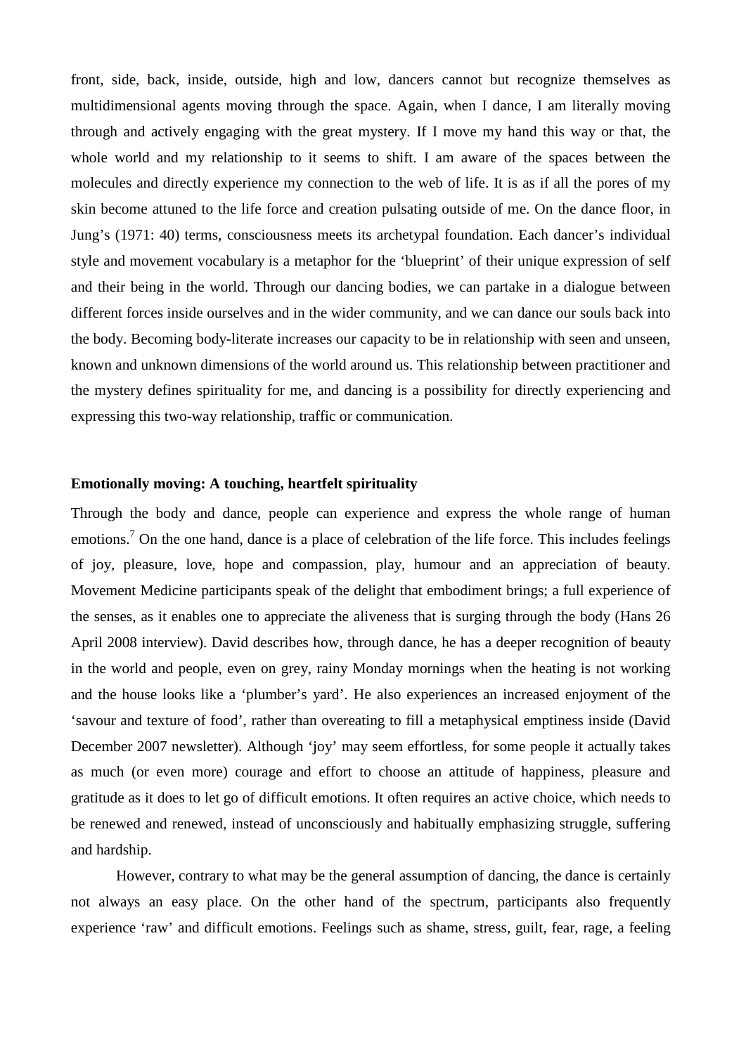front, side, back, inside, outside, high and low, dancers cannot but recognize themselves as multidimensional agents moving through the space. Again, when I dance, I am literally moving through and actively engaging with the great mystery. If I move my hand this way or that, the whole world and my relationship to it seems to shift. I am aware of the spaces between the molecules and directly experience my connection to the web of life. It is as if all the pores of my skin become attuned to the life force and creation pulsating outside of me. On the dance floor, in Jung's (1971: 40) terms, consciousness meets its archetypal foundation. Each dancer's individual style and movement vocabulary is a metaphor for the 'blueprint' of their unique expression of self and their being in the world. Through our dancing bodies, we can partake in a dialogue between different forces inside ourselves and in the wider community, and we can dance our souls back into the body. Becoming body-literate increases our capacity to be in relationship with seen and unseen, known and unknown dimensions of the world around us. This relationship between practitioner and the mystery defines spirituality for me, and dancing is a possibility for directly experiencing and expressing this two-way relationship, traffic or communication.

### Emotionally moving: A touching, heartfelt spirituality

Through the body and dance, people can experience and express the whole range of human emotions.[7] On the one hand, dance is a place of celebration of the life force. This includes feelings of joy, pleasure, love, hope and compassion, play, humour and an appreciation of beauty. Movement Medicine participants speak of the delight that embodiment brings; a full experience of the senses, as it enables one to appreciate the aliveness that is surging through the body (Hans 26 April 2008 interview). David describes how, through dance, he has a deeper recognition of beauty in the world and people, even on grey, rainy Monday mornings when the heating is not working and the house looks like a 'plumber's yard'. He also experiences an increased enjoyment of the 'savour and texture of food', rather than overeating to fill a metaphysical emptiness inside (David December 2007 newsletter). Although 'joy' may seem effortless, for some people it actually takes as much (or even more) courage and effort to choose an attitude of happiness, pleasure and gratitude as it does to let go of difficult emotions. It often requires an active choice, which needs to be renewed and renewed, instead of unconsciously and habitually emphasizing struggle, suffering and hardship.

However, contrary to what may be the general assumption of dancing, the dance is certainly not always an easy place. On the other hand of the spectrum, participants also frequently experience 'raw' and difficult emotions. Feelings such as shame, stress, guilt, fear, rage, a feeling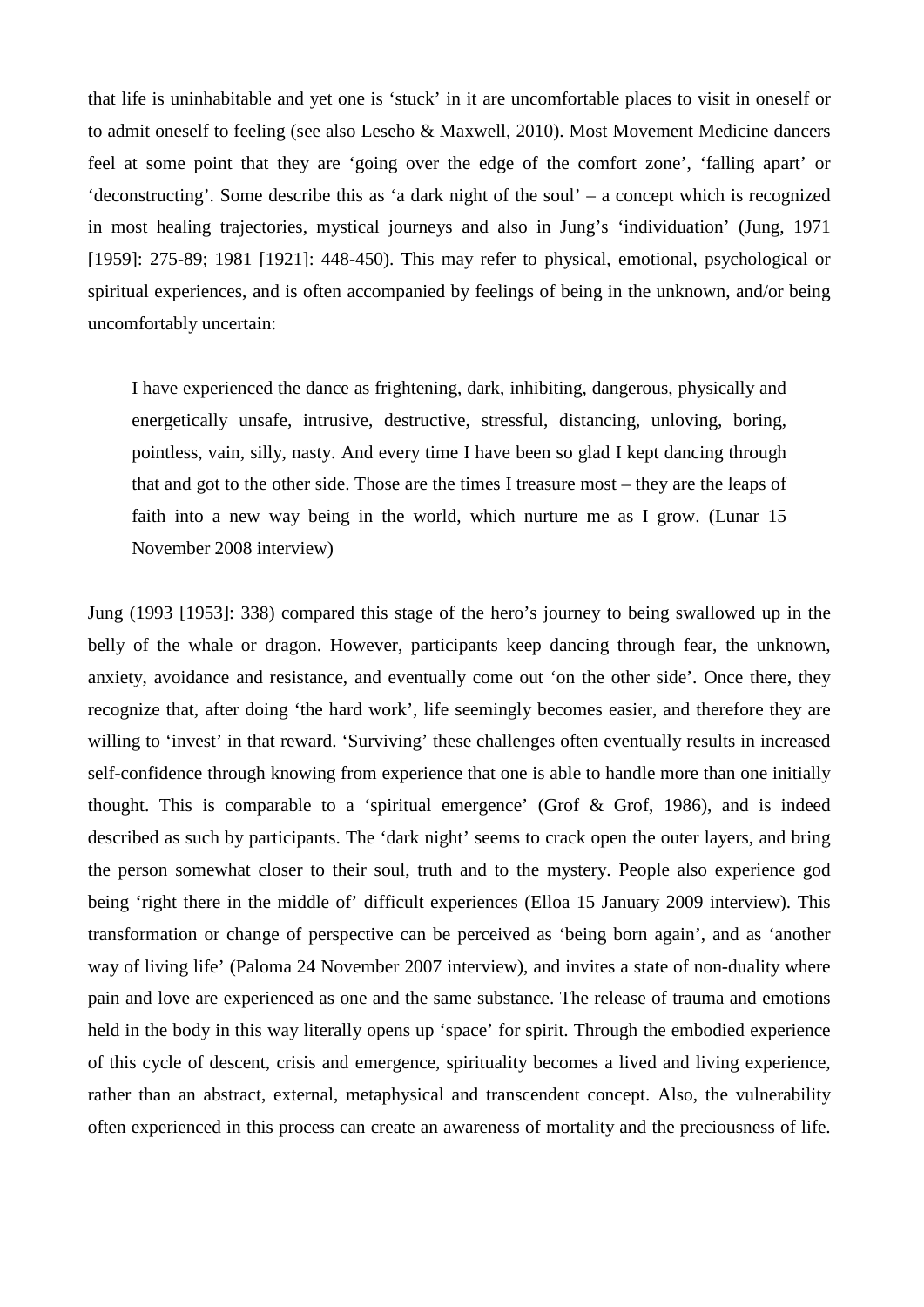that life is uninhabitable and yet one is 'stuck' in it are uncomfortable places to visit in oneself or to admit oneself to feeling (see also Leseho & Maxwell, 2010). Most Movement Medicine dancers feel at some point that they are 'going over the edge of the comfort zone', 'falling apart' or 'deconstructing'. Some describe this as 'a dark night of the soul' – a concept which is recognized in most healing trajectories, mystical journeys and also in Jung's 'individuation' (Jung, 1971 [1959]: 275-89; 1981 [1921]: 448-450). This may refer to physical, emotional, psychological or spiritual experiences, and is often accompanied by feelings of being in the unknown, and/or being uncomfortably uncertain:

> I have experienced the dance as frightening, dark, inhibiting, dangerous, physically and energetically unsafe, intrusive, destructive, stressful, distancing, unloving, boring, pointless, vain, silly, nasty. And every time I have been so glad I kept dancing through that and got to the other side. Those are the times I treasure most – they are the leaps of faith into a new way being in the world, which nurture me as I grow. (Lunar 15 November 2008 interview)

Jung (1993 [1953]: 338) compared this stage of the hero's journey to being swallowed up in the belly of the whale or dragon. However, participants keep dancing through fear, the unknown, anxiety, avoidance and resistance, and eventually come out 'on the other side'. Once there, they recognize that, after doing 'the hard work', life seemingly becomes easier, and therefore they are willing to 'invest' in that reward. 'Surviving' these challenges often eventually results in increased self-confidence through knowing from experience that one is able to handle more than one initially thought. This is comparable to a 'spiritual emergence' (Grof & Grof, 1986), and is indeed described as such by participants. The 'dark night' seems to crack open the outer layers, and bring the person somewhat closer to their soul, truth and to the mystery. People also experience god being 'right there in the middle of' difficult experiences (Elloa 15 January 2009 interview). This transformation or change of perspective can be perceived as 'being born again', and as 'another way of living life' (Paloma 24 November 2007 interview), and invites a state of non-duality where pain and love are experienced as one and the same substance. The release of trauma and emotions held in the body in this way literally opens up 'space' for spirit. Through the embodied experience of this cycle of descent, crisis and emergence, spirituality becomes a lived and living experience, rather than an abstract, external, metaphysical and transcendent concept. Also, the vulnerability often experienced in this process can create an awareness of mortality and the preciousness of life.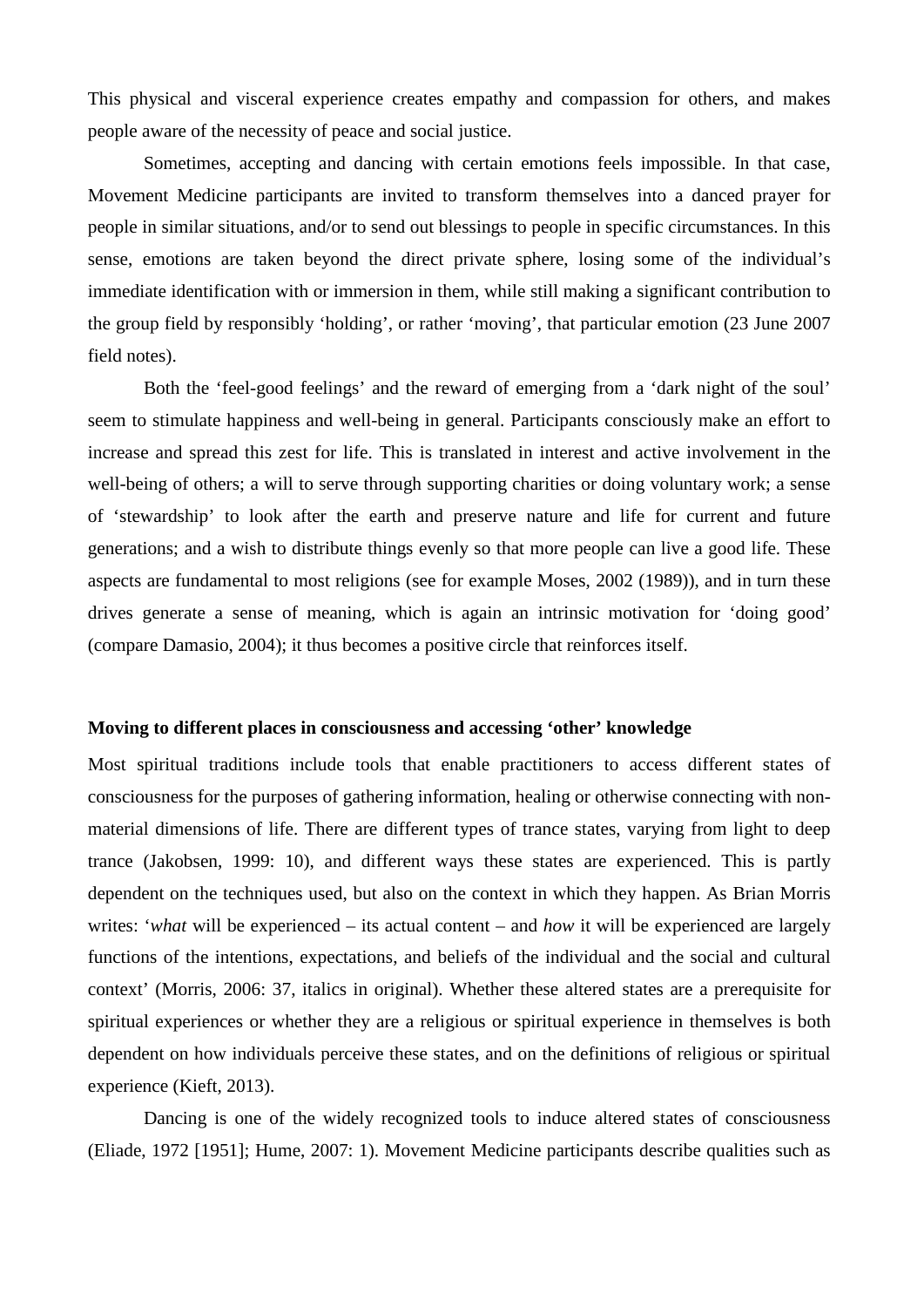This physical and visceral experience creates empathy and compassion for others, and makes people aware of the necessity of peace and social justice.

Sometimes, accepting and dancing with certain emotions feels impossible. In that case, Movement Medicine participants are invited to transform themselves into a danced prayer for people in similar situations, and/or to send out blessings to people in specific circumstances. In this sense, emotions are taken beyond the direct private sphere, losing some of the individual's immediate identification with or immersion in them, while still making a significant contribution to the group field by responsibly 'holding', or rather 'moving', that particular emotion (23 June 2007 field notes).

Both the 'feel-good feelings' and the reward of emerging from a 'dark night of the soul' seem to stimulate happiness and well-being in general. Participants consciously make an effort to increase and spread this zest for life. This is translated in interest and active involvement in the well-being of others; a will to serve through supporting charities or doing voluntary work; a sense of 'stewardship' to look after the earth and preserve nature and life for current and future generations; and a wish to distribute things evenly so that more people can live a good life. These aspects are fundamental to most religions (see for example Moses, 2002 (1989)), and in turn these drives generate a sense of meaning, which is again an intrinsic motivation for 'doing good' (compare Damasio, 2004); it thus becomes a positive circle that reinforces itself.

**Moving to different places in consciousness and accessing 'other' knowledge**

Most spiritual traditions include tools that enable practitioners to access different states of consciousness for the purposes of gathering information, healing or otherwise connecting with non-material dimensions of life. There are different types of trance states, varying from light to deep trance (Jakobsen, 1999: 10), and different ways these states are experienced. This is partly dependent on the techniques used, but also on the context in which they happen. As Brian Morris writes: '*what* will be experienced – its actual content – and *how* it will be experienced are largely functions of the intentions, expectations, and beliefs of the individual and the social and cultural context' (Morris, 2006: 37, italics in original). Whether these altered states are a prerequisite for spiritual experiences or whether they are a religious or spiritual experience in themselves is both dependent on how individuals perceive these states, and on the definitions of religious or spiritual experience (Kieft, 2013).

Dancing is one of the widely recognized tools to induce altered states of consciousness (Eliade, 1972 [1951]; Hume, 2007: 1). Movement Medicine participants describe qualities such as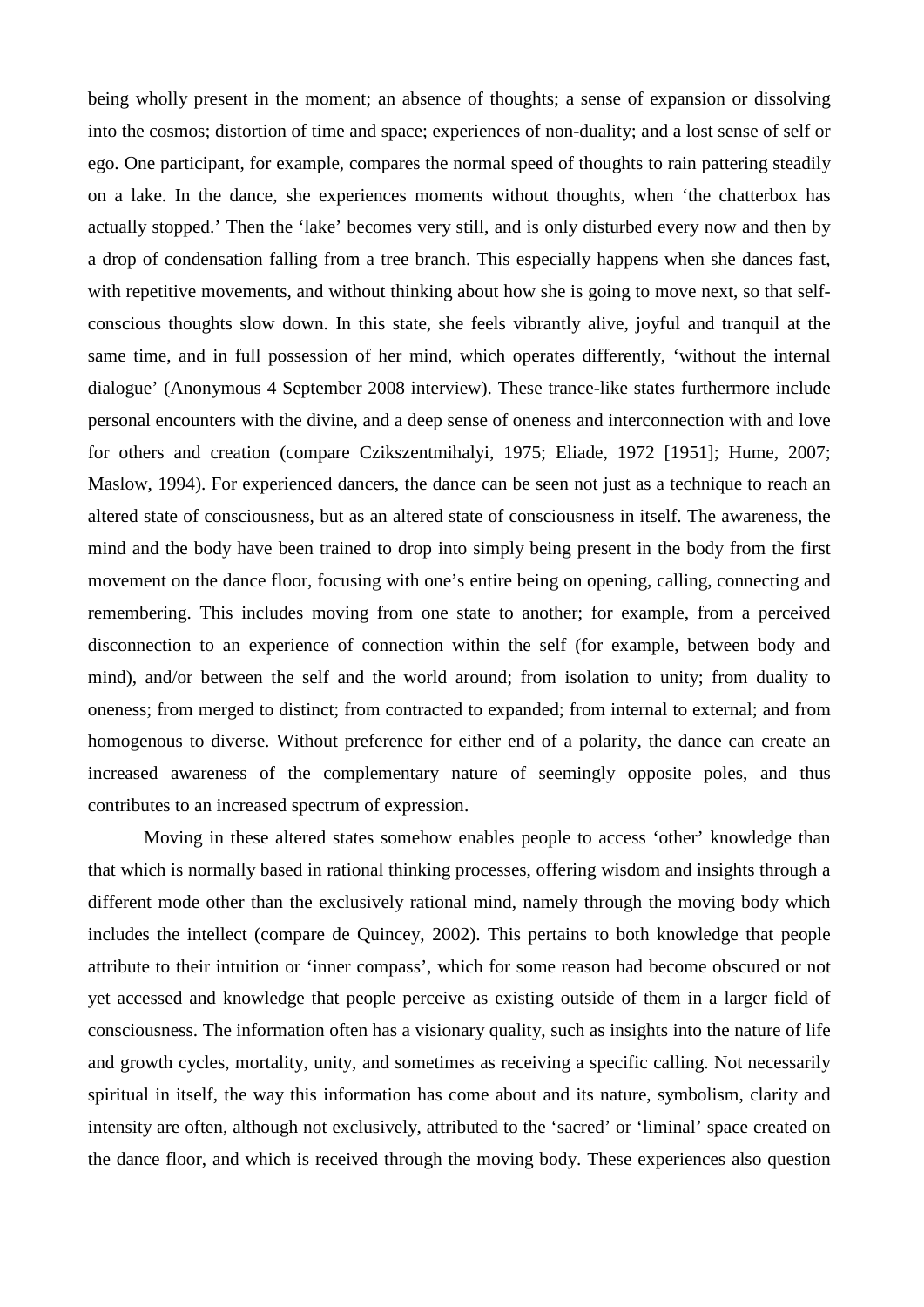being wholly present in the moment; an absence of thoughts; a sense of expansion or dissolving into the cosmos; distortion of time and space; experiences of non-duality; and a lost sense of self or ego. One participant, for example, compares the normal speed of thoughts to rain pattering steadily on a lake. In the dance, she experiences moments without thoughts, when 'the chatterbox has actually stopped.' Then the 'lake' becomes very still, and is only disturbed every now and then by a drop of condensation falling from a tree branch. This especially happens when she dances fast, with repetitive movements, and without thinking about how she is going to move next, so that self-conscious thoughts slow down. In this state, she feels vibrantly alive, joyful and tranquil at the same time, and in full possession of her mind, which operates differently, 'without the internal dialogue' (Anonymous 4 September 2008 interview). These trance-like states furthermore include personal encounters with the divine, and a deep sense of oneness and interconnection with and love for others and creation (compare Czikszentmihalyi, 1975; Eliade, 1972 [1951]; Hume, 2007; Maslow, 1994). For experienced dancers, the dance can be seen not just as a technique to reach an altered state of consciousness, but as an altered state of consciousness in itself. The awareness, the mind and the body have been trained to drop into simply being present in the body from the first movement on the dance floor, focusing with one's entire being on opening, calling, connecting and remembering. This includes moving from one state to another; for example, from a perceived disconnection to an experience of connection within the self (for example, between body and mind), and/or between the self and the world around; from isolation to unity; from duality to oneness; from merged to distinct; from contracted to expanded; from internal to external; and from homogenous to diverse. Without preference for either end of a polarity, the dance can create an increased awareness of the complementary nature of seemingly opposite poles, and thus contributes to an increased spectrum of expression.

Moving in these altered states somehow enables people to access 'other' knowledge than that which is normally based in rational thinking processes, offering wisdom and insights through a different mode other than the exclusively rational mind, namely through the moving body which includes the intellect (compare de Quincey, 2002). This pertains to both knowledge that people attribute to their intuition or 'inner compass', which for some reason had become obscured or not yet accessed and knowledge that people perceive as existing outside of them in a larger field of consciousness. The information often has a visionary quality, such as insights into the nature of life and growth cycles, mortality, unity, and sometimes as receiving a specific calling. Not necessarily spiritual in itself, the way this information has come about and its nature, symbolism, clarity and intensity are often, although not exclusively, attributed to the 'sacred' or 'liminal' space created on the dance floor, and which is received through the moving body. These experiences also question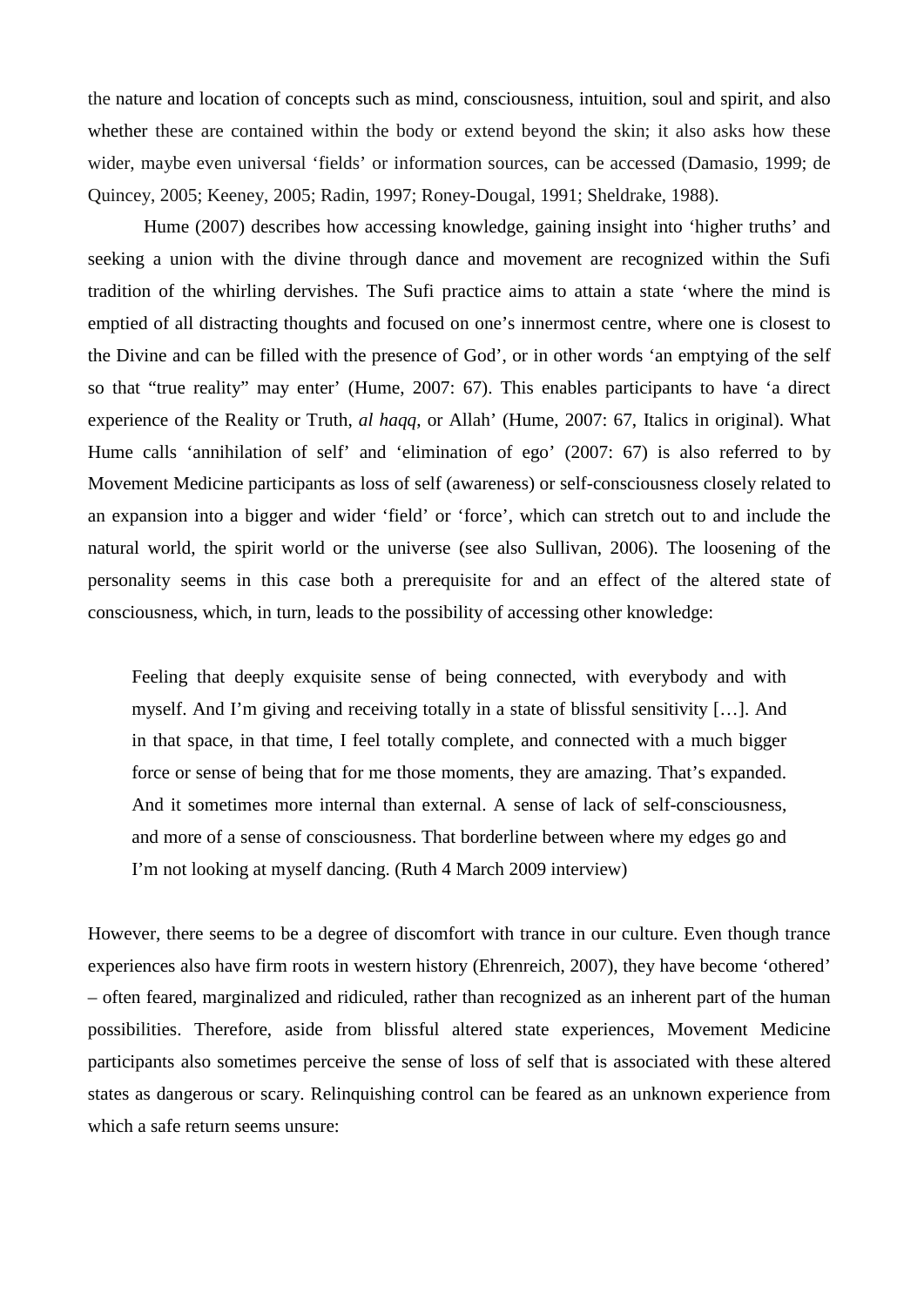the nature and location of concepts such as mind, consciousness, intuition, soul and spirit, and also whether these are contained within the body or extend beyond the skin; it also asks how these wider, maybe even universal 'fields' or information sources, can be accessed (Damasio, 1999; de Quincey, 2005; Keeney, 2005; Radin, 1997; Roney-Dougal, 1991; Sheldrake, 1988).

Hume (2007) describes how accessing knowledge, gaining insight into 'higher truths' and seeking a union with the divine through dance and movement are recognized within the Sufi tradition of the whirling dervishes. The Sufi practice aims to attain a state 'where the mind is emptied of all distracting thoughts and focused on one's innermost centre, where one is closest to the Divine and can be filled with the presence of God', or in other words 'an emptying of the self so that "true reality" may enter' (Hume, 2007: 67). This enables participants to have 'a direct experience of the Reality or Truth, *al haqq*, or Allah' (Hume, 2007: 67, Italics in original). What Hume calls 'annihilation of self' and 'elimination of ego' (2007: 67) is also referred to by Movement Medicine participants as loss of self (awareness) or self-consciousness closely related to an expansion into a bigger and wider 'field' or 'force', which can stretch out to and include the natural world, the spirit world or the universe (see also Sullivan, 2006). The loosening of the personality seems in this case both a prerequisite for and an effect of the altered state of consciousness, which, in turn, leads to the possibility of accessing other knowledge:

> Feeling that deeply exquisite sense of being connected, with everybody and with myself. And I'm giving and receiving totally in a state of blissful sensitivity […]. And in that space, in that time, I feel totally complete, and connected with a much bigger force or sense of being that for me those moments, they are amazing. That's expanded. And it sometimes more internal than external. A sense of lack of self-consciousness, and more of a sense of consciousness. That borderline between where my edges go and I'm not looking at myself dancing. (Ruth 4 March 2009 interview)

However, there seems to be a degree of discomfort with trance in our culture. Even though trance experiences also have firm roots in western history (Ehrenreich, 2007), they have become 'othered' – often feared, marginalized and ridiculed, rather than recognized as an inherent part of the human possibilities. Therefore, aside from blissful altered state experiences, Movement Medicine participants also sometimes perceive the sense of loss of self that is associated with these altered states as dangerous or scary. Relinquishing control can be feared as an unknown experience from which a safe return seems unsure: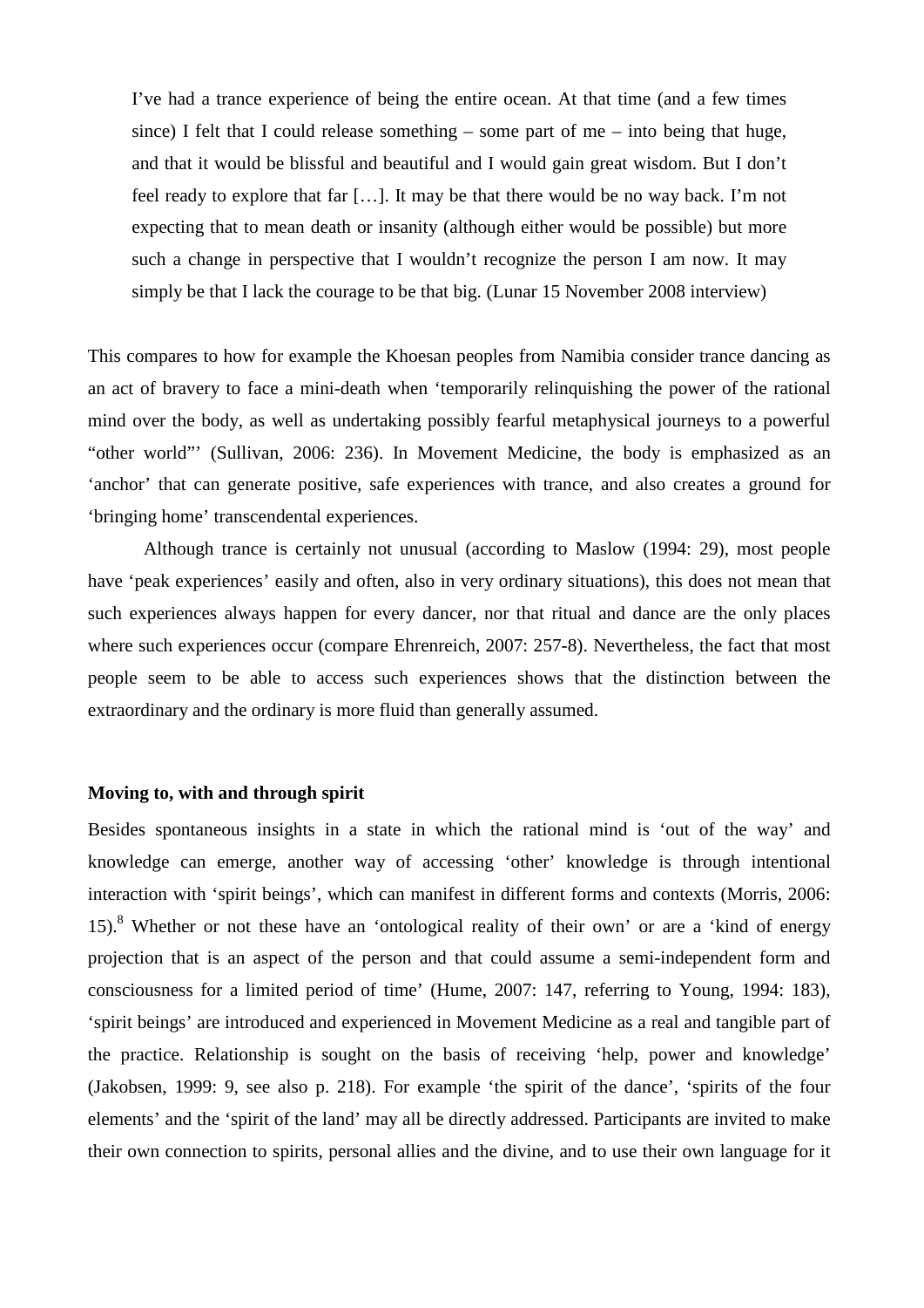> I've had a trance experience of being the entire ocean. At that time (and a few times since) I felt that I could release something – some part of me – into being that huge, and that it would be blissful and beautiful and I would gain great wisdom. But I don't feel ready to explore that far […]. It may be that there would be no way back. I'm not expecting that to mean death or insanity (although either would be possible) but more such a change in perspective that I wouldn't recognize the person I am now. It may simply be that I lack the courage to be that big. (Lunar 15 November 2008 interview)

This compares to how for example the Khoesan peoples from Namibia consider trance dancing as an act of bravery to face a mini-death when 'temporarily relinquishing the power of the rational mind over the body, as well as undertaking possibly fearful metaphysical journeys to a powerful "other world"' (Sullivan, 2006: 236). In Movement Medicine, the body is emphasized as an 'anchor' that can generate positive, safe experiences with trance, and also creates a ground for 'bringing home' transcendental experiences.

Although trance is certainly not unusual (according to Maslow (1994: 29), most people have 'peak experiences' easily and often, also in very ordinary situations), this does not mean that such experiences always happen for every dancer, nor that ritual and dance are the only places where such experiences occur (compare Ehrenreich, 2007: 257-8). Nevertheless, the fact that most people seem to be able to access such experiences shows that the distinction between the extraordinary and the ordinary is more fluid than generally assumed.

**Moving to, with and through spirit**

Besides spontaneous insights in a state in which the rational mind is 'out of the way' and knowledge can emerge, another way of accessing 'other' knowledge is through intentional interaction with 'spirit beings', which can manifest in different forms and contexts (Morris, 2006: 15).[8] Whether or not these have an 'ontological reality of their own' or are a 'kind of energy projection that is an aspect of the person and that could assume a semi-independent form and consciousness for a limited period of time' (Hume, 2007: 147, referring to Young, 1994: 183), 'spirit beings' are introduced and experienced in Movement Medicine as a real and tangible part of the practice. Relationship is sought on the basis of receiving 'help, power and knowledge' (Jakobsen, 1999: 9, see also p. 218). For example 'the spirit of the dance', 'spirits of the four elements' and the 'spirit of the land' may all be directly addressed. Participants are invited to make their own connection to spirits, personal allies and the divine, and to use their own language for it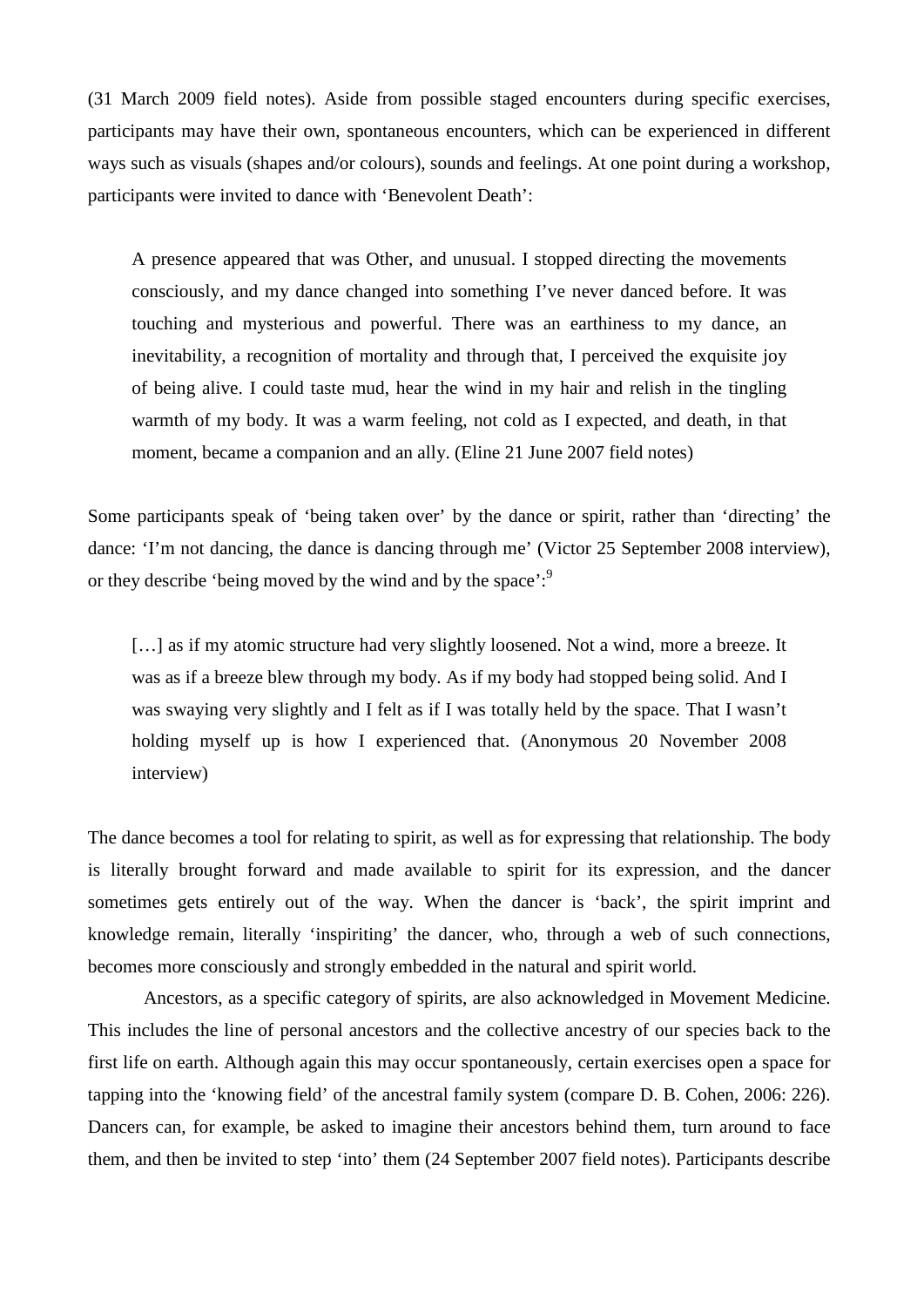(31 March 2009 field notes). Aside from possible staged encounters during specific exercises, participants may have their own, spontaneous encounters, which can be experienced in different ways such as visuals (shapes and/or colours), sounds and feelings. At one point during a workshop, participants were invited to dance with 'Benevolent Death':

> A presence appeared that was Other, and unusual. I stopped directing the movements consciously, and my dance changed into something I've never danced before. It was touching and mysterious and powerful. There was an earthiness to my dance, an inevitability, a recognition of mortality and through that, I perceived the exquisite joy of being alive. I could taste mud, hear the wind in my hair and relish in the tingling warmth of my body. It was a warm feeling, not cold as I expected, and death, in that moment, became a companion and an ally. (Eline 21 June 2007 field notes)

Some participants speak of 'being taken over' by the dance or spirit, rather than 'directing' the dance: 'I'm not dancing, the dance is dancing through me' (Victor 25 September 2008 interview), or they describe 'being moved by the wind and by the space':[9]

> […] as if my atomic structure had very slightly loosened. Not a wind, more a breeze. It was as if a breeze blew through my body. As if my body had stopped being solid. And I was swaying very slightly and I felt as if I was totally held by the space. That I wasn't holding myself up is how I experienced that. (Anonymous 20 November 2008 interview)

The dance becomes a tool for relating to spirit, as well as for expressing that relationship. The body is literally brought forward and made available to spirit for its expression, and the dancer sometimes gets entirely out of the way. When the dancer is 'back', the spirit imprint and knowledge remain, literally 'inspiriting' the dancer, who, through a web of such connections, becomes more consciously and strongly embedded in the natural and spirit world.

Ancestors, as a specific category of spirits, are also acknowledged in Movement Medicine. This includes the line of personal ancestors and the collective ancestry of our species back to the first life on earth. Although again this may occur spontaneously, certain exercises open a space for tapping into the 'knowing field' of the ancestral family system (compare D. B. Cohen, 2006: 226). Dancers can, for example, be asked to imagine their ancestors behind them, turn around to face them, and then be invited to step 'into' them (24 September 2007 field notes). Participants describe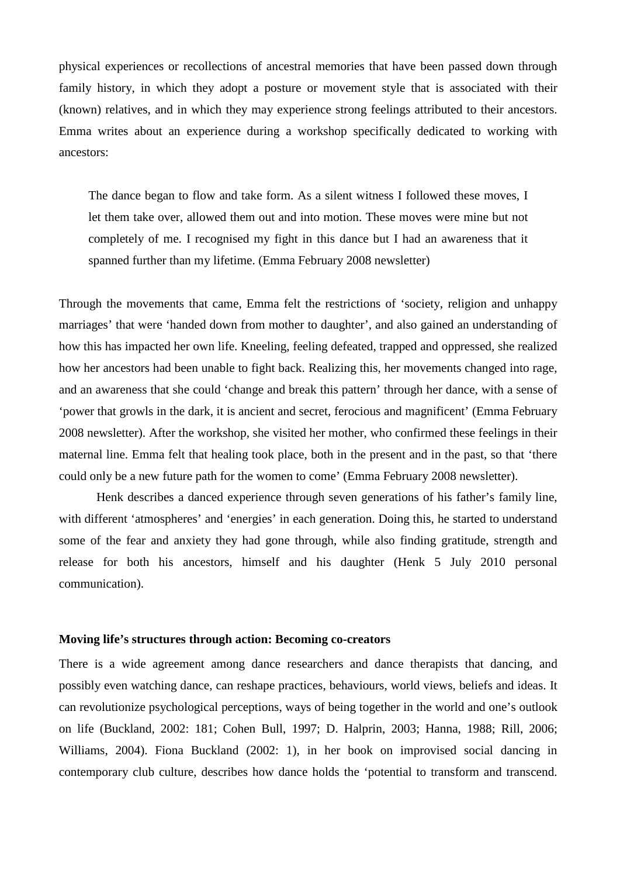physical experiences or recollections of ancestral memories that have been passed down through family history, in which they adopt a posture or movement style that is associated with their (known) relatives, and in which they may experience strong feelings attributed to their ancestors. Emma writes about an experience during a workshop specifically dedicated to working with ancestors:

> The dance began to flow and take form. As a silent witness I followed these moves, I let them take over, allowed them out and into motion. These moves were mine but not completely of me. I recognised my fight in this dance but I had an awareness that it spanned further than my lifetime. (Emma February 2008 newsletter)

Through the movements that came, Emma felt the restrictions of 'society, religion and unhappy marriages' that were 'handed down from mother to daughter', and also gained an understanding of how this has impacted her own life. Kneeling, feeling defeated, trapped and oppressed, she realized how her ancestors had been unable to fight back. Realizing this, her movements changed into rage, and an awareness that she could 'change and break this pattern' through her dance, with a sense of 'power that growls in the dark, it is ancient and secret, ferocious and magnificent' (Emma February 2008 newsletter). After the workshop, she visited her mother, who confirmed these feelings in their maternal line. Emma felt that healing took place, both in the present and in the past, so that 'there could only be a new future path for the women to come' (Emma February 2008 newsletter).

Henk describes a danced experience through seven generations of his father's family line, with different 'atmospheres' and 'energies' in each generation. Doing this, he started to understand some of the fear and anxiety they had gone through, while also finding gratitude, strength and release for both his ancestors, himself and his daughter (Henk 5 July 2010 personal communication).

**Moving life's structures through action: Becoming co-creators**

There is a wide agreement among dance researchers and dance therapists that dancing, and possibly even watching dance, can reshape practices, behaviours, world views, beliefs and ideas. It can revolutionize psychological perceptions, ways of being together in the world and one's outlook on life (Buckland, 2002: 181; Cohen Bull, 1997; D. Halprin, 2003; Hanna, 1988; Rill, 2006; Williams, 2004). Fiona Buckland (2002: 1), in her book on improvised social dancing in contemporary club culture, describes how dance holds the 'potential to transform and transcend.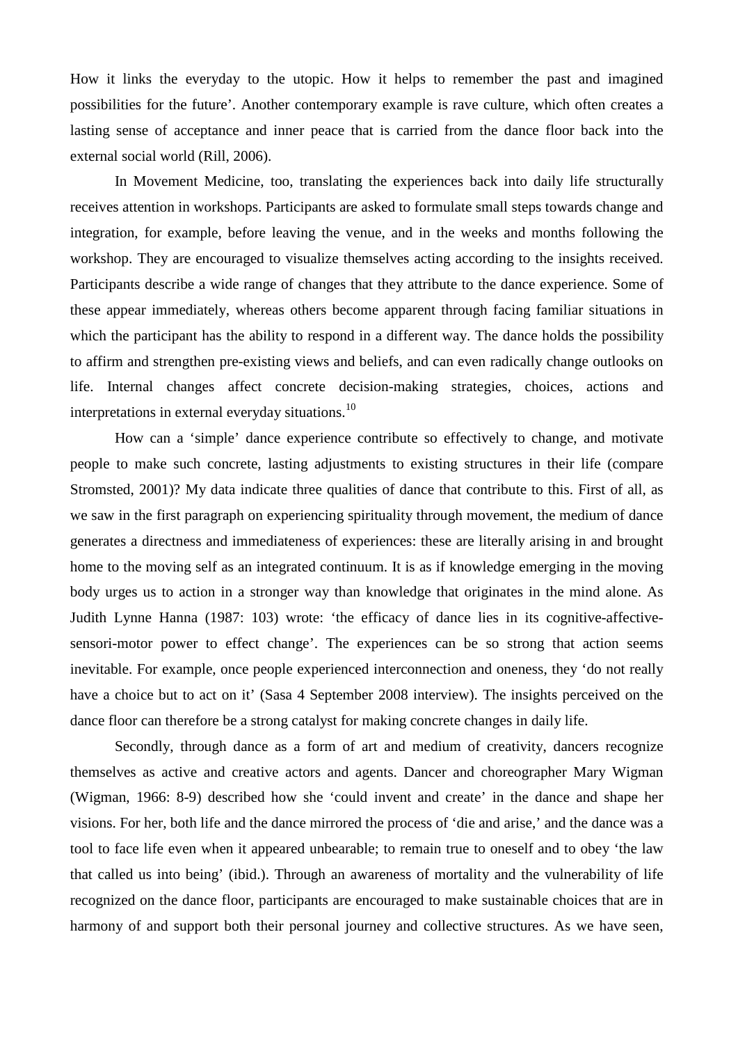How it links the everyday to the utopic. How it helps to remember the past and imagined possibilities for the future'. Another contemporary example is rave culture, which often creates a lasting sense of acceptance and inner peace that is carried from the dance floor back into the external social world (Rill, 2006).

In Movement Medicine, too, translating the experiences back into daily life structurally receives attention in workshops. Participants are asked to formulate small steps towards change and integration, for example, before leaving the venue, and in the weeks and months following the workshop. They are encouraged to visualize themselves acting according to the insights received. Participants describe a wide range of changes that they attribute to the dance experience. Some of these appear immediately, whereas others become apparent through facing familiar situations in which the participant has the ability to respond in a different way. The dance holds the possibility to affirm and strengthen pre-existing views and beliefs, and can even radically change outlooks on life. Internal changes affect concrete decision-making strategies, choices, actions and interpretations in external everyday situations.[10]

How can a 'simple' dance experience contribute so effectively to change, and motivate people to make such concrete, lasting adjustments to existing structures in their life (compare Stromsted, 2001)? My data indicate three qualities of dance that contribute to this. First of all, as we saw in the first paragraph on experiencing spirituality through movement, the medium of dance generates a directness and immediateness of experiences: these are literally arising in and brought home to the moving self as an integrated continuum. It is as if knowledge emerging in the moving body urges us to action in a stronger way than knowledge that originates in the mind alone. As Judith Lynne Hanna (1987: 103) wrote: 'the efficacy of dance lies in its cognitive-affective-sensori-motor power to effect change'. The experiences can be so strong that action seems inevitable. For example, once people experienced interconnection and oneness, they 'do not really have a choice but to act on it' (Sasa 4 September 2008 interview). The insights perceived on the dance floor can therefore be a strong catalyst for making concrete changes in daily life.

Secondly, through dance as a form of art and medium of creativity, dancers recognize themselves as active and creative actors and agents. Dancer and choreographer Mary Wigman (Wigman, 1966: 8-9) described how she 'could invent and create' in the dance and shape her visions. For her, both life and the dance mirrored the process of 'die and arise,' and the dance was a tool to face life even when it appeared unbearable; to remain true to oneself and to obey 'the law that called us into being' (ibid.). Through an awareness of mortality and the vulnerability of life recognized on the dance floor, participants are encouraged to make sustainable choices that are in harmony of and support both their personal journey and collective structures. As we have seen,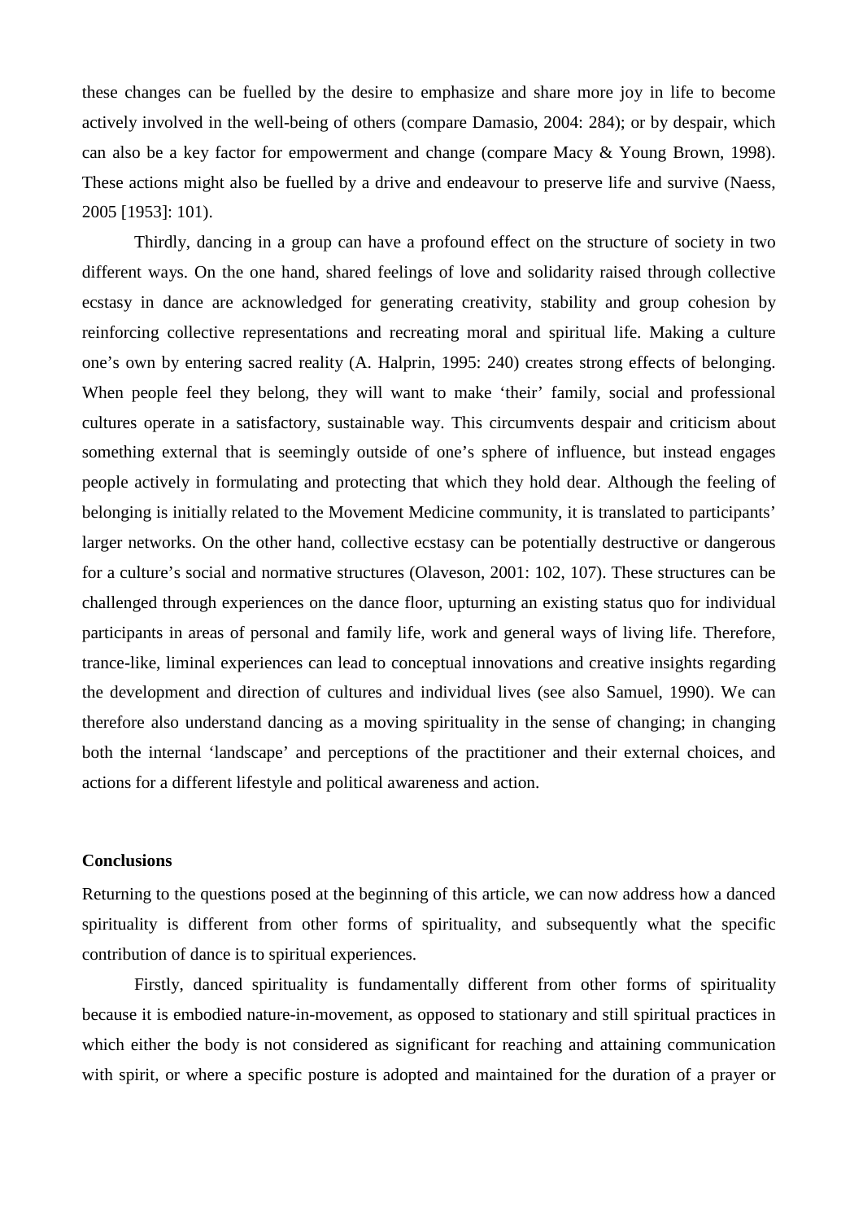these changes can be fuelled by the desire to emphasize and share more joy in life to become actively involved in the well-being of others (compare Damasio, 2004: 284); or by despair, which can also be a key factor for empowerment and change (compare Macy & Young Brown, 1998). These actions might also be fuelled by a drive and endeavour to preserve life and survive (Naess, 2005 [1953]: 101).

Thirdly, dancing in a group can have a profound effect on the structure of society in two different ways. On the one hand, shared feelings of love and solidarity raised through collective ecstasy in dance are acknowledged for generating creativity, stability and group cohesion by reinforcing collective representations and recreating moral and spiritual life. Making a culture one's own by entering sacred reality (A. Halprin, 1995: 240) creates strong effects of belonging. When people feel they belong, they will want to make 'their' family, social and professional cultures operate in a satisfactory, sustainable way. This circumvents despair and criticism about something external that is seemingly outside of one's sphere of influence, but instead engages people actively in formulating and protecting that which they hold dear. Although the feeling of belonging is initially related to the Movement Medicine community, it is translated to participants' larger networks. On the other hand, collective ecstasy can be potentially destructive or dangerous for a culture's social and normative structures (Olaveson, 2001: 102, 107). These structures can be challenged through experiences on the dance floor, upturning an existing status quo for individual participants in areas of personal and family life, work and general ways of living life. Therefore, trance-like, liminal experiences can lead to conceptual innovations and creative insights regarding the development and direction of cultures and individual lives (see also Samuel, 1990). We can therefore also understand dancing as a moving spirituality in the sense of changing; in changing both the internal 'landscape' and perceptions of the practitioner and their external choices, and actions for a different lifestyle and political awareness and action.

## Conclusions

Returning to the questions posed at the beginning of this article, we can now address how a danced spirituality is different from other forms of spirituality, and subsequently what the specific contribution of dance is to spiritual experiences.

Firstly, danced spirituality is fundamentally different from other forms of spirituality because it is embodied nature-in-movement, as opposed to stationary and still spiritual practices in which either the body is not considered as significant for reaching and attaining communication with spirit, or where a specific posture is adopted and maintained for the duration of a prayer or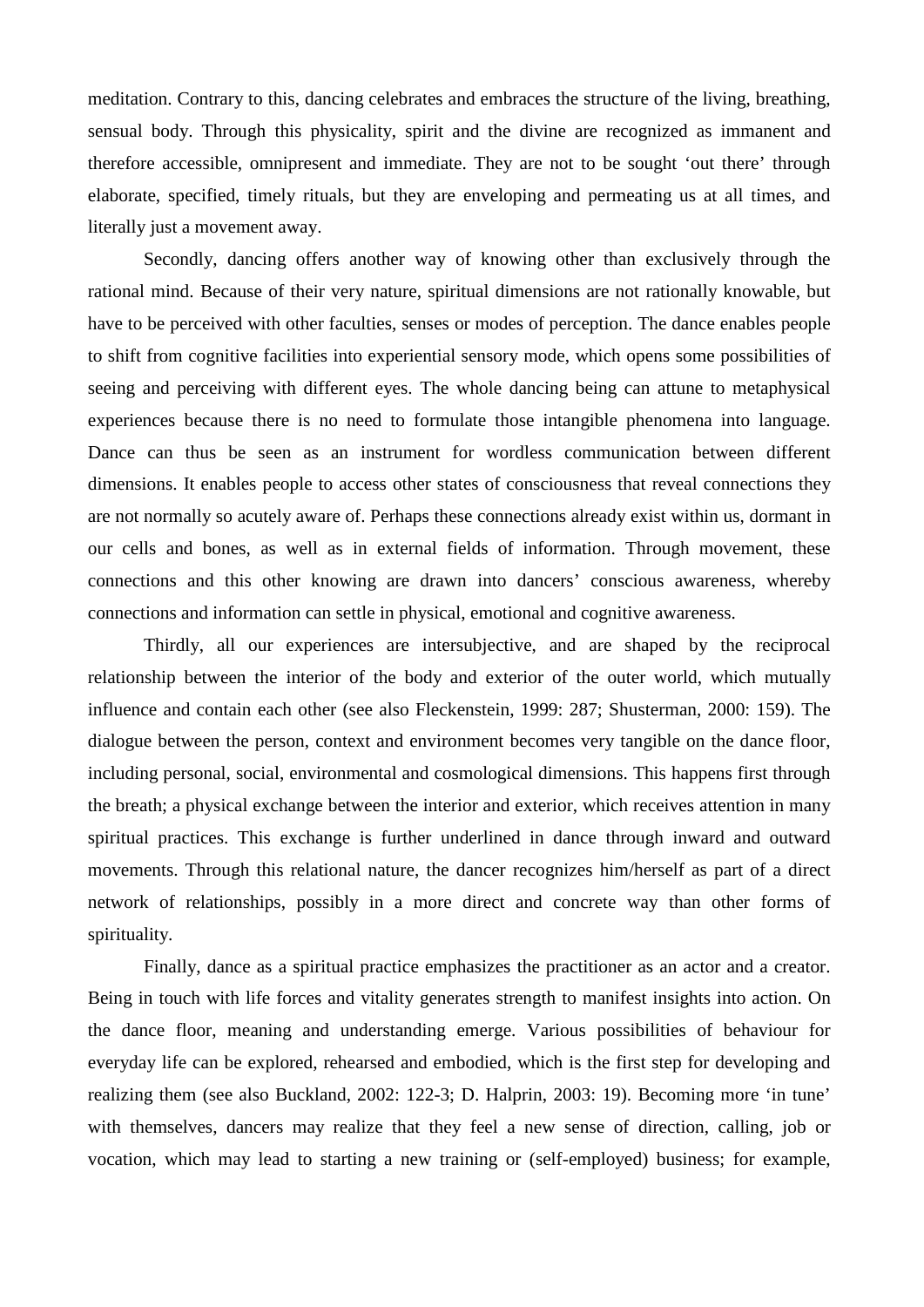meditation. Contrary to this, dancing celebrates and embraces the structure of the living, breathing, sensual body. Through this physicality, spirit and the divine are recognized as immanent and therefore accessible, omnipresent and immediate. They are not to be sought 'out there' through elaborate, specified, timely rituals, but they are enveloping and permeating us at all times, and literally just a movement away.

Secondly, dancing offers another way of knowing other than exclusively through the rational mind. Because of their very nature, spiritual dimensions are not rationally knowable, but have to be perceived with other faculties, senses or modes of perception. The dance enables people to shift from cognitive facilities into experiential sensory mode, which opens some possibilities of seeing and perceiving with different eyes. The whole dancing being can attune to metaphysical experiences because there is no need to formulate those intangible phenomena into language. Dance can thus be seen as an instrument for wordless communication between different dimensions. It enables people to access other states of consciousness that reveal connections they are not normally so acutely aware of. Perhaps these connections already exist within us, dormant in our cells and bones, as well as in external fields of information. Through movement, these connections and this other knowing are drawn into dancers' conscious awareness, whereby connections and information can settle in physical, emotional and cognitive awareness.

Thirdly, all our experiences are intersubjective, and are shaped by the reciprocal relationship between the interior of the body and exterior of the outer world, which mutually influence and contain each other (see also Fleckenstein, 1999: 287; Shusterman, 2000: 159). The dialogue between the person, context and environment becomes very tangible on the dance floor, including personal, social, environmental and cosmological dimensions. This happens first through the breath; a physical exchange between the interior and exterior, which receives attention in many spiritual practices. This exchange is further underlined in dance through inward and outward movements. Through this relational nature, the dancer recognizes him/herself as part of a direct network of relationships, possibly in a more direct and concrete way than other forms of spirituality.

Finally, dance as a spiritual practice emphasizes the practitioner as an actor and a creator. Being in touch with life forces and vitality generates strength to manifest insights into action. On the dance floor, meaning and understanding emerge. Various possibilities of behaviour for everyday life can be explored, rehearsed and embodied, which is the first step for developing and realizing them (see also Buckland, 2002: 122-3; D. Halprin, 2003: 19). Becoming more 'in tune' with themselves, dancers may realize that they feel a new sense of direction, calling, job or vocation, which may lead to starting a new training or (self-employed) business; for example,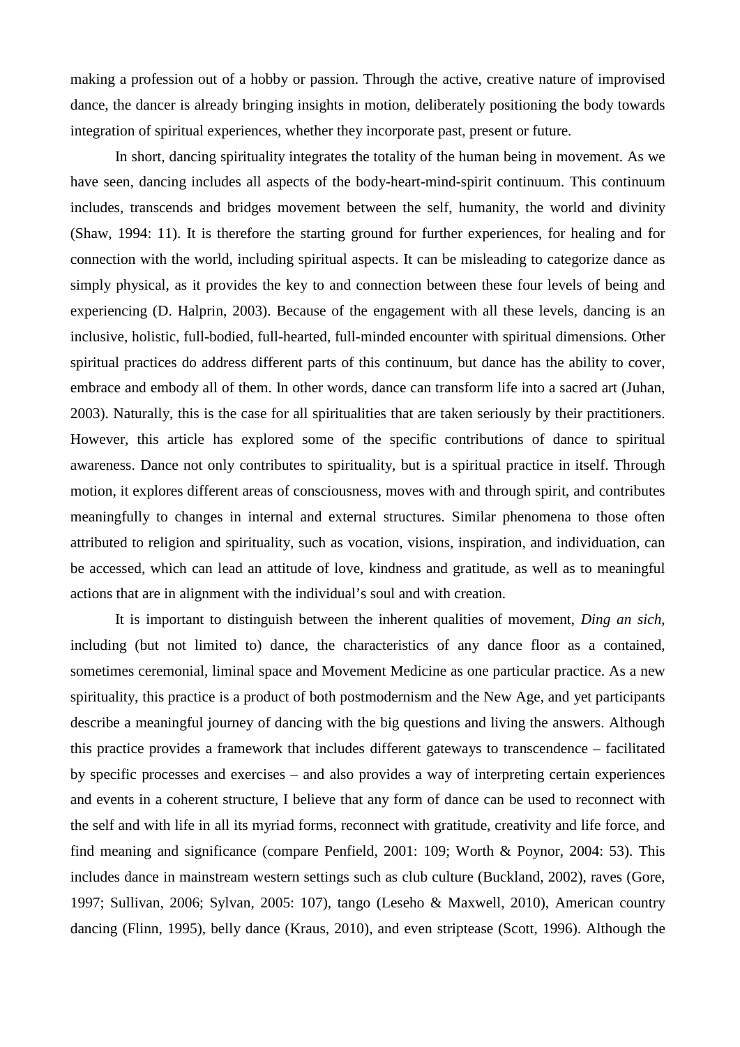making a profession out of a hobby or passion. Through the active, creative nature of improvised dance, the dancer is already bringing insights in motion, deliberately positioning the body towards integration of spiritual experiences, whether they incorporate past, present or future.

In short, dancing spirituality integrates the totality of the human being in movement. As we have seen, dancing includes all aspects of the body-heart-mind-spirit continuum. This continuum includes, transcends and bridges movement between the self, humanity, the world and divinity (Shaw, 1994: 11). It is therefore the starting ground for further experiences, for healing and for connection with the world, including spiritual aspects. It can be misleading to categorize dance as simply physical, as it provides the key to and connection between these four levels of being and experiencing (D. Halprin, 2003). Because of the engagement with all these levels, dancing is an inclusive, holistic, full-bodied, full-hearted, full-minded encounter with spiritual dimensions. Other spiritual practices do address different parts of this continuum, but dance has the ability to cover, embrace and embody all of them. In other words, dance can transform life into a sacred art (Juhan, 2003). Naturally, this is the case for all spiritualities that are taken seriously by their practitioners. However, this article has explored some of the specific contributions of dance to spiritual awareness. Dance not only contributes to spirituality, but is a spiritual practice in itself. Through motion, it explores different areas of consciousness, moves with and through spirit, and contributes meaningfully to changes in internal and external structures. Similar phenomena to those often attributed to religion and spirituality, such as vocation, visions, inspiration, and individuation, can be accessed, which can lead an attitude of love, kindness and gratitude, as well as to meaningful actions that are in alignment with the individual's soul and with creation.

It is important to distinguish between the inherent qualities of movement, *Ding an sich*, including (but not limited to) dance, the characteristics of any dance floor as a contained, sometimes ceremonial, liminal space and Movement Medicine as one particular practice. As a new spirituality, this practice is a product of both postmodernism and the New Age, and yet participants describe a meaningful journey of dancing with the big questions and living the answers. Although this practice provides a framework that includes different gateways to transcendence – facilitated by specific processes and exercises – and also provides a way of interpreting certain experiences and events in a coherent structure, I believe that any form of dance can be used to reconnect with the self and with life in all its myriad forms, reconnect with gratitude, creativity and life force, and find meaning and significance (compare Penfield, 2001: 109; Worth & Poynor, 2004: 53). This includes dance in mainstream western settings such as club culture (Buckland, 2002), raves (Gore, 1997; Sullivan, 2006; Sylvan, 2005: 107), tango (Leseho & Maxwell, 2010), American country dancing (Flinn, 1995), belly dance (Kraus, 2010), and even striptease (Scott, 1996). Although the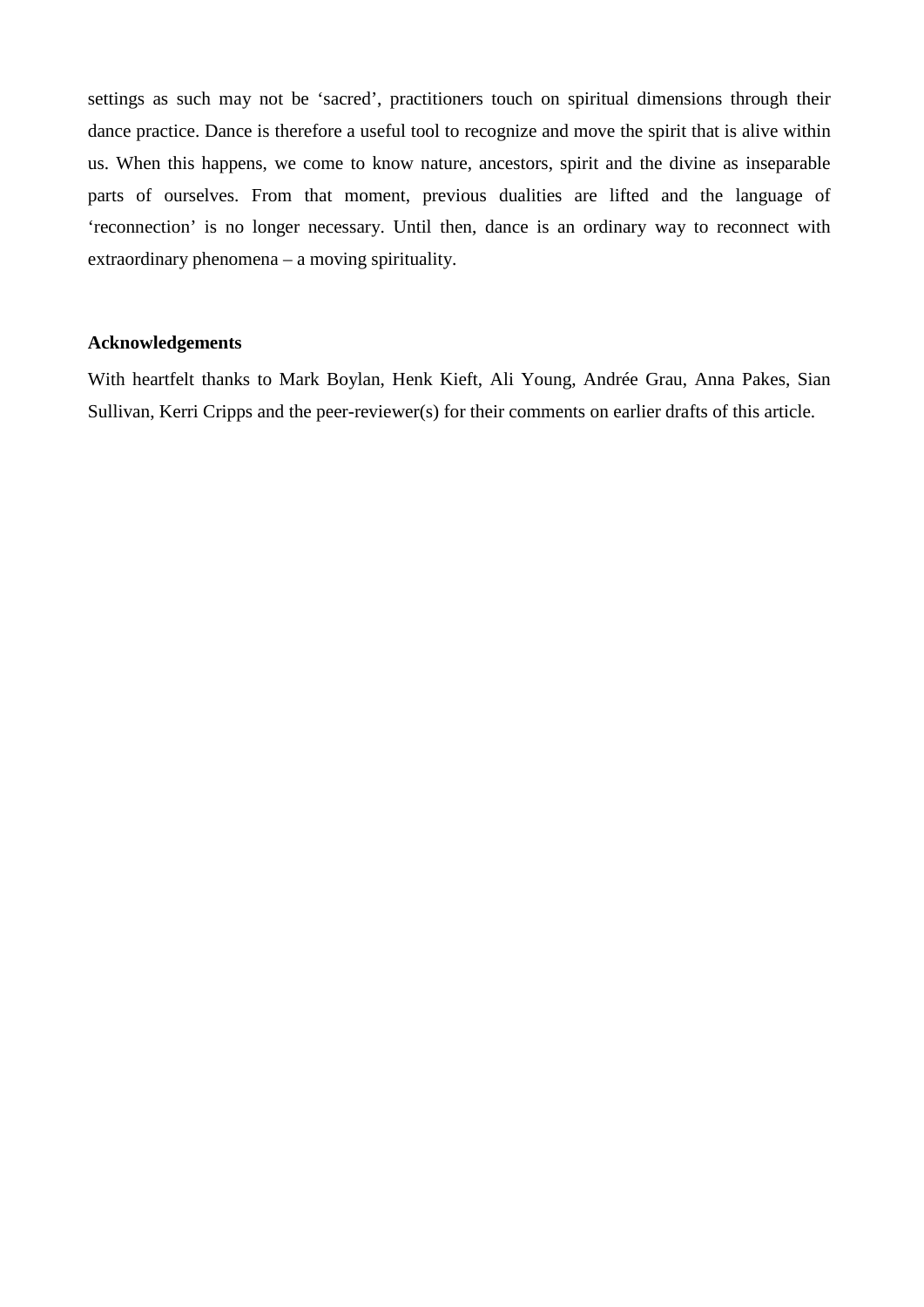settings as such may not be 'sacred', practitioners touch on spiritual dimensions through their dance practice. Dance is therefore a useful tool to recognize and move the spirit that is alive within us. When this happens, we come to know nature, ancestors, spirit and the divine as inseparable parts of ourselves. From that moment, previous dualities are lifted and the language of 'reconnection' is no longer necessary. Until then, dance is an ordinary way to reconnect with extraordinary phenomena – a moving spirituality.

**Acknowledgements**

With heartfelt thanks to Mark Boylan, Henk Kieft, Ali Young, Andrée Grau, Anna Pakes, Sian Sullivan, Kerri Cripps and the peer-reviewer(s) for their comments on earlier drafts of this article.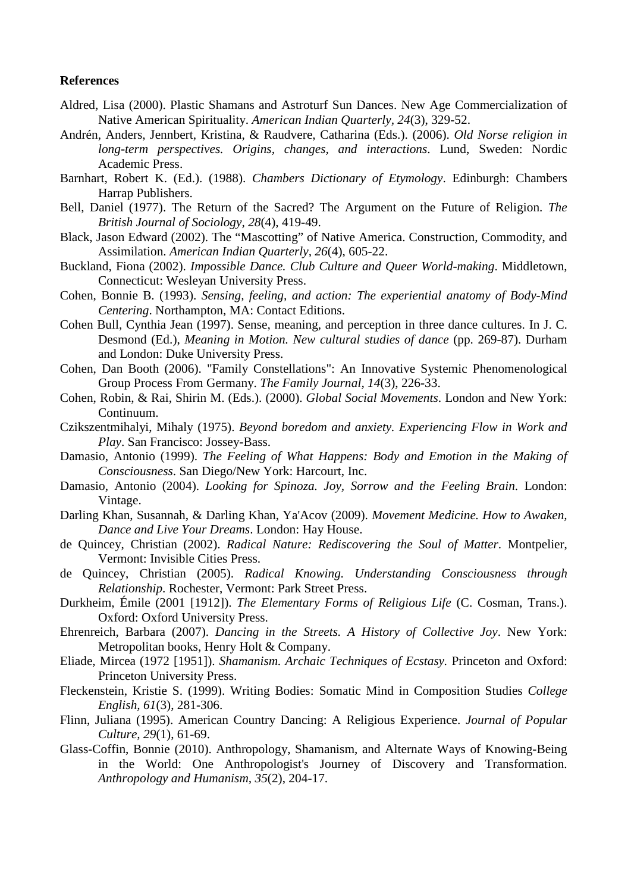**References**

Aldred, Lisa (2000). Plastic Shamans and Astroturf Sun Dances. New Age Commercialization of Native American Spirituality. *American Indian Quarterly, 24*(3), 329-52.

Andrén, Anders, Jennbert, Kristina, & Raudvere, Catharina (Eds.). (2006). *Old Norse religion in long-term perspectives. Origins, changes, and interactions*. Lund, Sweden: Nordic Academic Press.

Barnhart, Robert K. (Ed.). (1988). *Chambers Dictionary of Etymology*. Edinburgh: Chambers Harrap Publishers.

Bell, Daniel (1977). The Return of the Sacred? The Argument on the Future of Religion. *The British Journal of Sociology, 28*(4), 419-49.

Black, Jason Edward (2002). The "Mascotting" of Native America. Construction, Commodity, and Assimilation. *American Indian Quarterly, 26*(4), 605-22.

Buckland, Fiona (2002). *Impossible Dance. Club Culture and Queer World-making*. Middletown, Connecticut: Wesleyan University Press.

Cohen, Bonnie B. (1993). *Sensing, feeling, and action: The experiential anatomy of Body-Mind Centering*. Northampton, MA: Contact Editions.

Cohen Bull, Cynthia Jean (1997). Sense, meaning, and perception in three dance cultures. In J. C. Desmond (Ed.), *Meaning in Motion. New cultural studies of dance* (pp. 269-87). Durham and London: Duke University Press.

Cohen, Dan Booth (2006). "Family Constellations": An Innovative Systemic Phenomenological Group Process From Germany. *The Family Journal, 14*(3), 226-33.

Cohen, Robin, & Rai, Shirin M. (Eds.). (2000). *Global Social Movements*. London and New York: Continuum.

Czikszentmihalyi, Mihaly (1975). *Beyond boredom and anxiety. Experiencing Flow in Work and Play*. San Francisco: Jossey-Bass.

Damasio, Antonio (1999). *The Feeling of What Happens: Body and Emotion in the Making of Consciousness*. San Diego/New York: Harcourt, Inc.

Damasio, Antonio (2004). *Looking for Spinoza. Joy, Sorrow and the Feeling Brain*. London: Vintage.

Darling Khan, Susannah, & Darling Khan, Ya'Acov (2009). *Movement Medicine. How to Awaken, Dance and Live Your Dreams*. London: Hay House.

de Quincey, Christian (2002). *Radical Nature: Rediscovering the Soul of Matter*. Montpelier, Vermont: Invisible Cities Press.

de Quincey, Christian (2005). *Radical Knowing. Understanding Consciousness through Relationship*. Rochester, Vermont: Park Street Press.

Durkheim, Émile (2001 [1912]). *The Elementary Forms of Religious Life* (C. Cosman, Trans.). Oxford: Oxford University Press.

Ehrenreich, Barbara (2007). *Dancing in the Streets. A History of Collective Joy*. New York: Metropolitan books, Henry Holt & Company.

Eliade, Mircea (1972 [1951]). *Shamanism. Archaic Techniques of Ecstasy*. Princeton and Oxford: Princeton University Press.

Fleckenstein, Kristie S. (1999). Writing Bodies: Somatic Mind in Composition Studies *College English, 61*(3), 281-306.

Flinn, Juliana (1995). American Country Dancing: A Religious Experience. *Journal of Popular Culture, 29*(1), 61-69.

Glass-Coffin, Bonnie (2010). Anthropology, Shamanism, and Alternate Ways of Knowing-Being in the World: One Anthropologist's Journey of Discovery and Transformation. *Anthropology and Humanism, 35*(2), 204-17.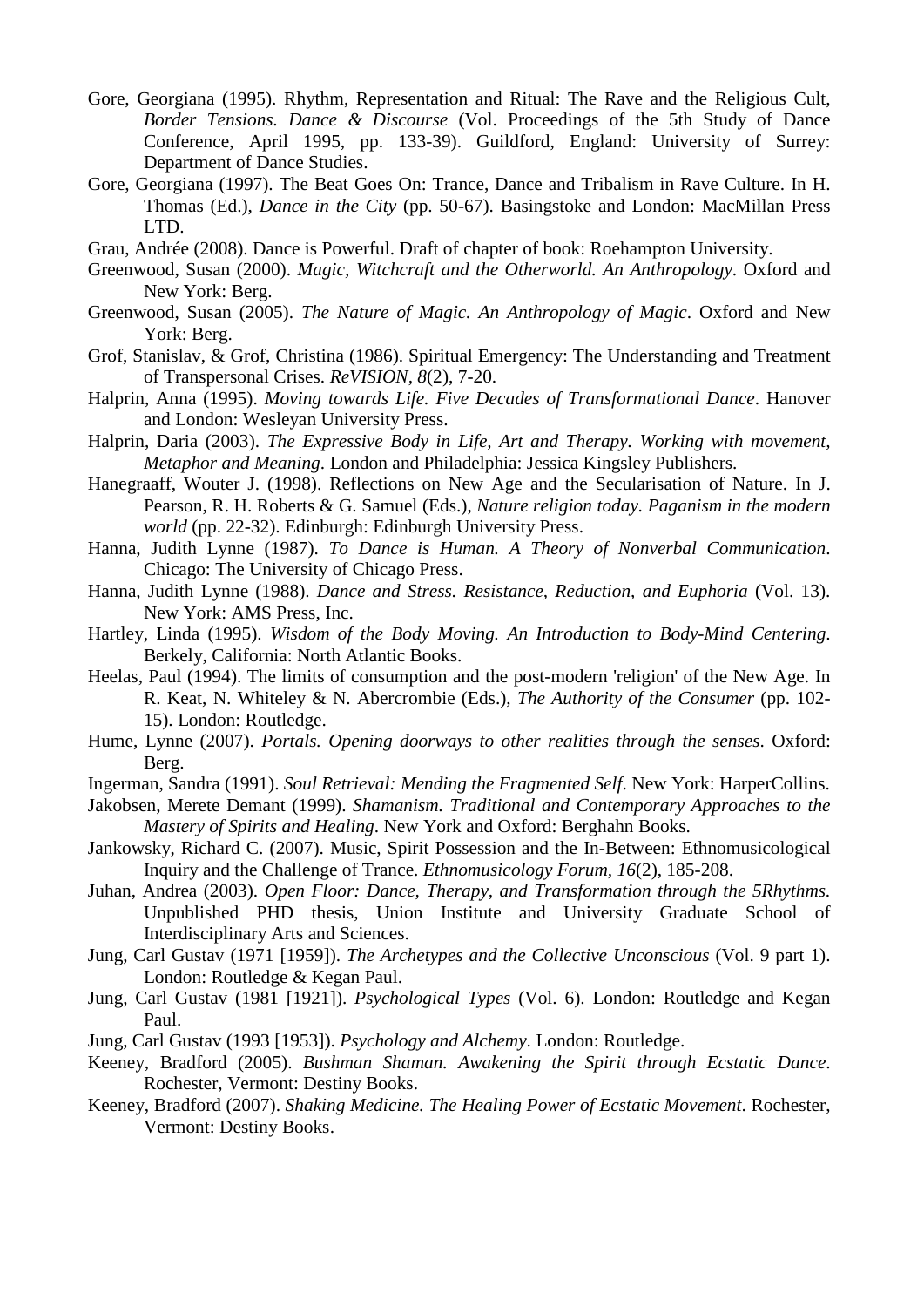Gore, Georgiana (1995). Rhythm, Representation and Ritual: The Rave and the Religious Cult, *Border Tensions. Dance & Discourse* (Vol. Proceedings of the 5th Study of Dance Conference, April 1995, pp. 133-39). Guildford, England: University of Surrey: Department of Dance Studies.

Gore, Georgiana (1997). The Beat Goes On: Trance, Dance and Tribalism in Rave Culture. In H. Thomas (Ed.), *Dance in the City* (pp. 50-67). Basingstoke and London: MacMillan Press LTD.

Grau, Andrée (2008). Dance is Powerful. Draft of chapter of book: Roehampton University.

Greenwood, Susan (2000). *Magic, Witchcraft and the Otherworld. An Anthropology*. Oxford and New York: Berg.

Greenwood, Susan (2005). *The Nature of Magic. An Anthropology of Magic*. Oxford and New York: Berg.

Grof, Stanislav, & Grof, Christina (1986). Spiritual Emergency: The Understanding and Treatment of Transpersonal Crises. *ReVISION, 8*(2), 7-20.

Halprin, Anna (1995). *Moving towards Life. Five Decades of Transformational Dance*. Hanover and London: Wesleyan University Press.

Halprin, Daria (2003). *The Expressive Body in Life, Art and Therapy. Working with movement, Metaphor and Meaning*. London and Philadelphia: Jessica Kingsley Publishers.

Hanegraaff, Wouter J. (1998). Reflections on New Age and the Secularisation of Nature. In J. Pearson, R. H. Roberts & G. Samuel (Eds.), *Nature religion today. Paganism in the modern world* (pp. 22-32). Edinburgh: Edinburgh University Press.

Hanna, Judith Lynne (1987). *To Dance is Human. A Theory of Nonverbal Communication*. Chicago: The University of Chicago Press.

Hanna, Judith Lynne (1988). *Dance and Stress. Resistance, Reduction, and Euphoria* (Vol. 13). New York: AMS Press, Inc.

Hartley, Linda (1995). *Wisdom of the Body Moving. An Introduction to Body-Mind Centering*. Berkely, California: North Atlantic Books.

Heelas, Paul (1994). The limits of consumption and the post-modern 'religion' of the New Age. In R. Keat, N. Whiteley & N. Abercrombie (Eds.), *The Authority of the Consumer* (pp. 102-15). London: Routledge.

Hume, Lynne (2007). *Portals. Opening doorways to other realities through the senses*. Oxford: Berg.

Ingerman, Sandra (1991). *Soul Retrieval: Mending the Fragmented Self*. New York: HarperCollins.

Jakobsen, Merete Demant (1999). *Shamanism. Traditional and Contemporary Approaches to the Mastery of Spirits and Healing*. New York and Oxford: Berghahn Books.

Jankowsky, Richard C. (2007). Music, Spirit Possession and the In-Between: Ethnomusicological Inquiry and the Challenge of Trance. *Ethnomusicology Forum, 16*(2), 185-208.

Juhan, Andrea (2003). *Open Floor: Dance, Therapy, and Transformation through the 5Rhythms*. Unpublished PHD thesis, Union Institute and University Graduate School of Interdisciplinary Arts and Sciences.

Jung, Carl Gustav (1971 [1959]). *The Archetypes and the Collective Unconscious* (Vol. 9 part 1). London: Routledge & Kegan Paul.

Jung, Carl Gustav (1981 [1921]). *Psychological Types* (Vol. 6). London: Routledge and Kegan Paul.

Jung, Carl Gustav (1993 [1953]). *Psychology and Alchemy*. London: Routledge.

Keeney, Bradford (2005). *Bushman Shaman. Awakening the Spirit through Ecstatic Dance*. Rochester, Vermont: Destiny Books.

Keeney, Bradford (2007). *Shaking Medicine. The Healing Power of Ecstatic Movement*. Rochester, Vermont: Destiny Books.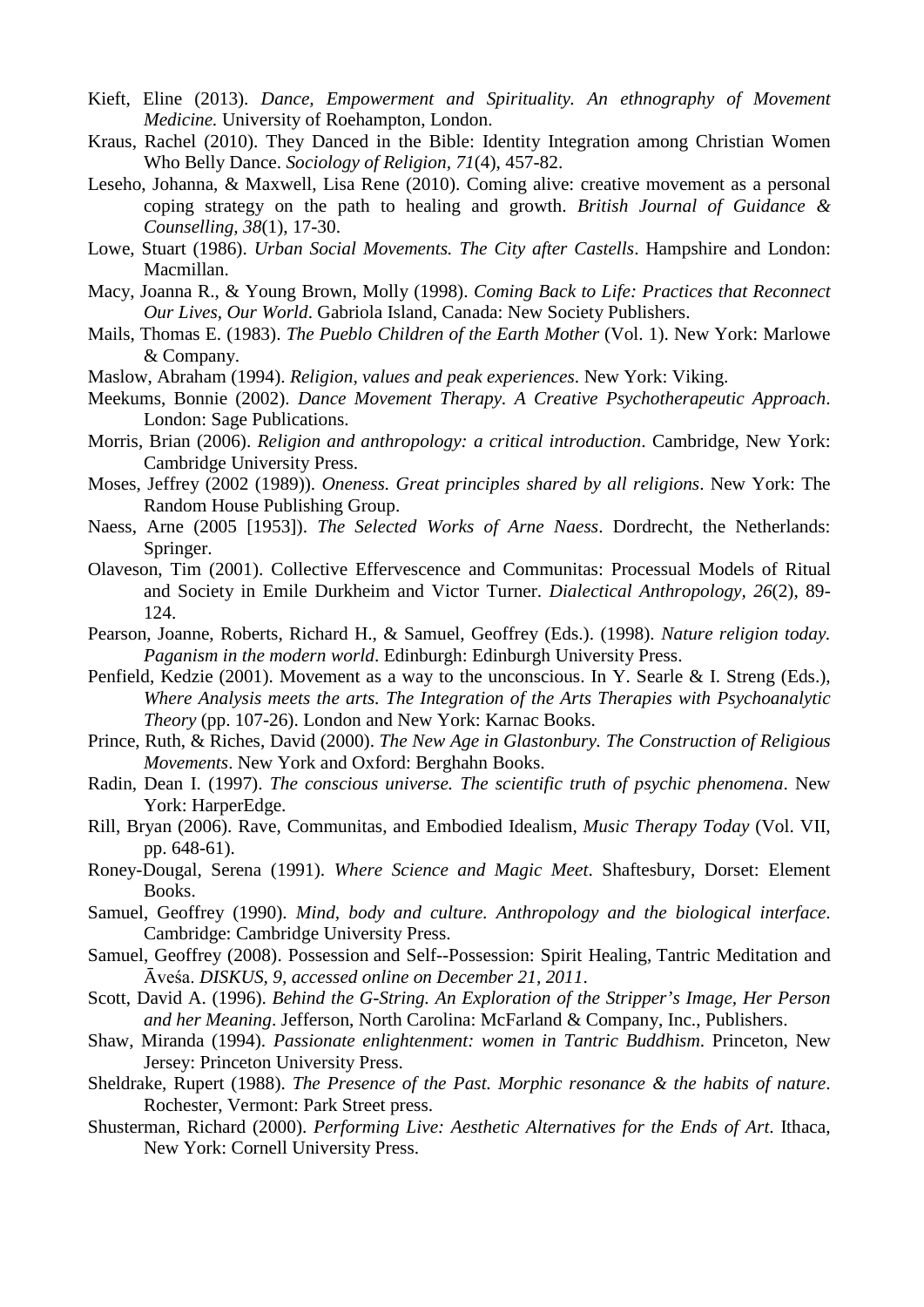Kieft, Eline (2013). *Dance, Empowerment and Spirituality. An ethnography of Movement Medicine.* University of Roehampton, London.

Kraus, Rachel (2010). They Danced in the Bible: Identity Integration among Christian Women Who Belly Dance. *Sociology of Religion, 71*(4), 457-82.

Leseho, Johanna, & Maxwell, Lisa Rene (2010). Coming alive: creative movement as a personal coping strategy on the path to healing and growth. *British Journal of Guidance & Counselling, 38*(1), 17-30.

Lowe, Stuart (1986). *Urban Social Movements. The City after Castells*. Hampshire and London: Macmillan.

Macy, Joanna R., & Young Brown, Molly (1998). *Coming Back to Life: Practices that Reconnect Our Lives, Our World*. Gabriola Island, Canada: New Society Publishers.

Mails, Thomas E. (1983). *The Pueblo Children of the Earth Mother* (Vol. 1). New York: Marlowe & Company.

Maslow, Abraham (1994). *Religion, values and peak experiences*. New York: Viking.

Meekums, Bonnie (2002). *Dance Movement Therapy. A Creative Psychotherapeutic Approach*. London: Sage Publications.

Morris, Brian (2006). *Religion and anthropology: a critical introduction*. Cambridge, New York: Cambridge University Press.

Moses, Jeffrey (2002 (1989)). *Oneness. Great principles shared by all religions*. New York: The Random House Publishing Group.

Naess, Arne (2005 [1953]). *The Selected Works of Arne Naess*. Dordrecht, the Netherlands: Springer.

Olaveson, Tim (2001). Collective Effervescence and Communitas: Processual Models of Ritual and Society in Emile Durkheim and Victor Turner. *Dialectical Anthropology, 26*(2), 89-124.

Pearson, Joanne, Roberts, Richard H., & Samuel, Geoffrey (Eds.). (1998). *Nature religion today. Paganism in the modern world*. Edinburgh: Edinburgh University Press.

Penfield, Kedzie (2001). Movement as a way to the unconscious. In Y. Searle & I. Streng (Eds.), *Where Analysis meets the arts. The Integration of the Arts Therapies with Psychoanalytic Theory* (pp. 107-26). London and New York: Karnac Books.

Prince, Ruth, & Riches, David (2000). *The New Age in Glastonbury. The Construction of Religious Movements*. New York and Oxford: Berghahn Books.

Radin, Dean I. (1997). *The conscious universe. The scientific truth of psychic phenomena*. New York: HarperEdge.

Rill, Bryan (2006). Rave, Communitas, and Embodied Idealism, *Music Therapy Today* (Vol. VII, pp. 648-61).

Roney-Dougal, Serena (1991). *Where Science and Magic Meet*. Shaftesbury, Dorset: Element Books.

Samuel, Geoffrey (1990). *Mind, body and culture. Anthropology and the biological interface*. Cambridge: Cambridge University Press.

Samuel, Geoffrey (2008). Possession and Self--Possession: Spirit Healing, Tantric Meditation and Āveśa. *DISKUS, 9, accessed online on December 21, 2011*.

Scott, David A. (1996). *Behind the G-String. An Exploration of the Stripper's Image, Her Person and her Meaning*. Jefferson, North Carolina: McFarland & Company, Inc., Publishers.

Shaw, Miranda (1994). *Passionate enlightenment: women in Tantric Buddhism*. Princeton, New Jersey: Princeton University Press.

Sheldrake, Rupert (1988). *The Presence of the Past. Morphic resonance & the habits of nature*. Rochester, Vermont: Park Street press.

Shusterman, Richard (2000). *Performing Live: Aesthetic Alternatives for the Ends of Art*. Ithaca, New York: Cornell University Press.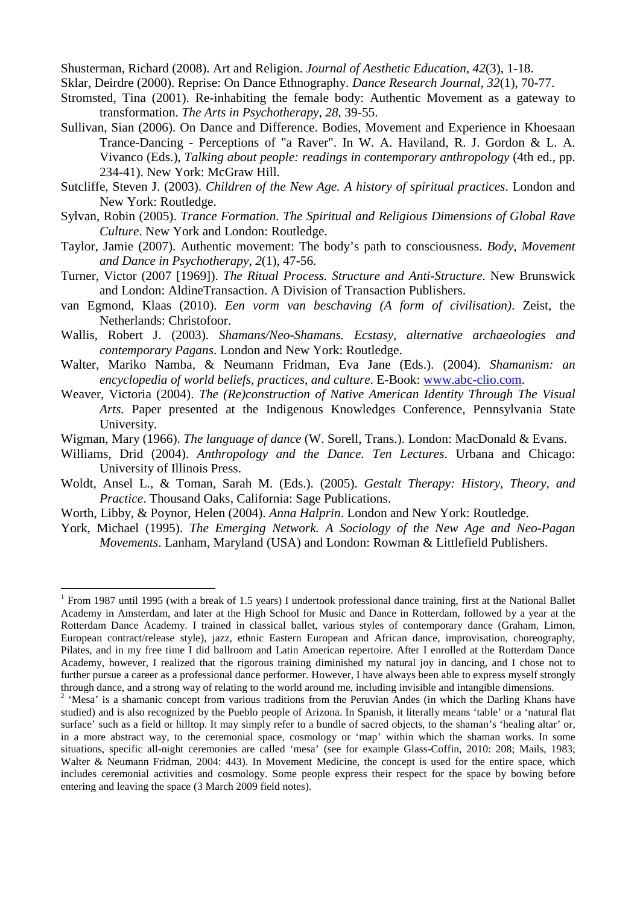Shusterman, Richard (2008). Art and Religion. *Journal of Aesthetic Education*, *42*(3), 1-18.

Sklar, Deirdre (2000). Reprise: On Dance Ethnography. *Dance Research Journal*, *32*(1), 70-77.

Stromsted, Tina (2001). Re-inhabiting the female body: Authentic Movement as a gateway to transformation. *The Arts in Psychotherapy*, *28*, 39-55.

Sullivan, Sian (2006). On Dance and Difference. Bodies, Movement and Experience in Khoesaan Trance-Dancing - Perceptions of "a Raver". In W. A. Haviland, R. J. Gordon & L. A. Vivanco (Eds.), *Talking about people: readings in contemporary anthropology* (4th ed., pp. 234-41). New York: McGraw Hill.

Sutcliffe, Steven J. (2003). *Children of the New Age. A history of spiritual practices*. London and New York: Routledge.

Sylvan, Robin (2005). *Trance Formation. The Spiritual and Religious Dimensions of Global Rave Culture*. New York and London: Routledge.

Taylor, Jamie (2007). Authentic movement: The body's path to consciousness. *Body, Movement and Dance in Psychotherapy*, *2*(1), 47-56.

Turner, Victor (2007 [1969]). *The Ritual Process. Structure and Anti-Structure*. New Brunswick and London: AldineTransaction. A Division of Transaction Publishers.

van Egmond, Klaas (2010). *Een vorm van beschaving (A form of civilisation)*. Zeist, the Netherlands: Christofoor.

Wallis, Robert J. (2003). *Shamans/Neo-Shamans. Ecstasy, alternative archaeologies and contemporary Pagans*. London and New York: Routledge.

Walter, Mariko Namba, & Neumann Fridman, Eva Jane (Eds.). (2004). *Shamanism: an encyclopedia of world beliefs, practices, and culture*. E-Book: www.abc-clio.com.

Weaver, Victoria (2004). *The (Re)construction of Native American Identity Through The Visual Arts.* Paper presented at the Indigenous Knowledges Conference, Pennsylvania State University.

Wigman, Mary (1966). *The language of dance* (W. Sorell, Trans.). London: MacDonald & Evans.

Williams, Drid (2004). *Anthropology and the Dance. Ten Lectures*. Urbana and Chicago: University of Illinois Press.

Woldt, Ansel L., & Toman, Sarah M. (Eds.). (2005). *Gestalt Therapy: History, Theory, and Practice*. Thousand Oaks, California: Sage Publications.

Worth, Libby, & Poynor, Helen (2004). *Anna Halprin*. London and New York: Routledge.

York, Michael (1995). *The Emerging Network. A Sociology of the New Age and Neo-Pagan Movements*. Lanham, Maryland (USA) and London: Rowman & Littlefield Publishers.

---

[1] From 1987 until 1995 (with a break of 1.5 years) I undertook professional dance training, first at the National Ballet Academy in Amsterdam, and later at the High School for Music and Dance in Rotterdam, followed by a year at the Rotterdam Dance Academy. I trained in classical ballet, various styles of contemporary dance (Graham, Limon, European contract/release style), jazz, ethnic Eastern European and African dance, improvisation, choreography, Pilates, and in my free time I did ballroom and Latin American repertoire. After I enrolled at the Rotterdam Dance Academy, however, I realized that the rigorous training diminished my natural joy in dancing, and I chose not to further pursue a career as a professional dance performer. However, I have always been able to express myself strongly through dance, and a strong way of relating to the world around me, including invisible and intangible dimensions.

[2] 'Mesa' is a shamanic concept from various traditions from the Peruvian Andes (in which the Darling Khans have studied) and is also recognized by the Pueblo people of Arizona. In Spanish, it literally means 'table' or a 'natural flat surface' such as a field or hilltop. It may simply refer to a bundle of sacred objects, to the shaman's 'healing altar' or, in a more abstract way, to the ceremonial space, cosmology or 'map' within which the shaman works. In some situations, specific all-night ceremonies are called 'mesa' (see for example Glass-Coffin, 2010: 208; Mails, 1983; Walter & Neumann Fridman, 2004: 443). In Movement Medicine, the concept is used for the entire space, which includes ceremonial activities and cosmology. Some people express their respect for the space by bowing before entering and leaving the space (3 March 2009 field notes).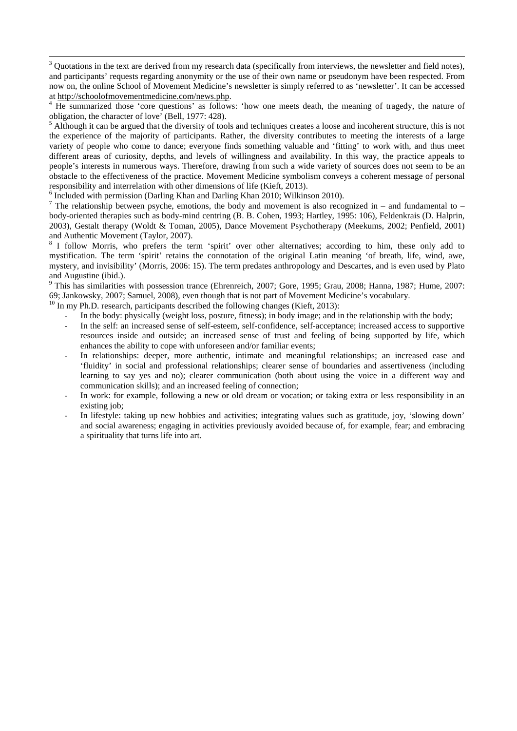[3] Quotations in the text are derived from my research data (specifically from interviews, the newsletter and field notes), and participants' requests regarding anonymity or the use of their own name or pseudonym have been respected. From now on, the online School of Movement Medicine's newsletter is simply referred to as 'newsletter'. It can be accessed at http://schoolofmovementmedicine.com/news.php.

[4] He summarized those 'core questions' as follows: 'how one meets death, the meaning of tragedy, the nature of obligation, the character of love' (Bell, 1977: 428).

[5] Although it can be argued that the diversity of tools and techniques creates a loose and incoherent structure, this is not the experience of the majority of participants. Rather, the diversity contributes to meeting the interests of a large variety of people who come to dance; everyone finds something valuable and 'fitting' to work with, and thus meet different areas of curiosity, depths, and levels of willingness and availability. In this way, the practice appeals to people's interests in numerous ways. Therefore, drawing from such a wide variety of sources does not seem to be an obstacle to the effectiveness of the practice. Movement Medicine symbolism conveys a coherent message of personal responsibility and interrelation with other dimensions of life (Kieft, 2013).

[6] Included with permission (Darling Khan and Darling Khan 2010; Wilkinson 2010).

[7] The relationship between psyche, emotions, the body and movement is also recognized in – and fundamental to – body-oriented therapies such as body-mind centring (B. B. Cohen, 1993; Hartley, 1995: 106), Feldenkrais (D. Halprin, 2003), Gestalt therapy (Woldt & Toman, 2005), Dance Movement Psychotherapy (Meekums, 2002; Penfield, 2001) and Authentic Movement (Taylor, 2007).

[8] I follow Morris, who prefers the term 'spirit' over other alternatives; according to him, these only add to mystification. The term 'spirit' retains the connotation of the original Latin meaning 'of breath, life, wind, awe, mystery, and invisibility' (Morris, 2006: 15). The term predates anthropology and Descartes, and is even used by Plato and Augustine (ibid.).

[9] This has similarities with possession trance (Ehrenreich, 2007; Gore, 1995; Grau, 2008; Hanna, 1987; Hume, 2007: 69; Jankowsky, 2007; Samuel, 2008), even though that is not part of Movement Medicine's vocabulary.

[10] In my Ph.D. research, participants described the following changes (Kieft, 2013):

- In the body: physically (weight loss, posture, fitness); in body image; and in the relationship with the body;
- In the self: an increased sense of self-esteem, self-confidence, self-acceptance; increased access to supportive resources inside and outside; an increased sense of trust and feeling of being supported by life, which enhances the ability to cope with unforeseen and/or familiar events;
- In relationships: deeper, more authentic, intimate and meaningful relationships; an increased ease and 'fluidity' in social and professional relationships; clearer sense of boundaries and assertiveness (including learning to say yes and no); clearer communication (both about using the voice in a different way and communication skills); and an increased feeling of connection;
- In work: for example, following a new or old dream or vocation; or taking extra or less responsibility in an existing job;
- In lifestyle: taking up new hobbies and activities; integrating values such as gratitude, joy, 'slowing down' and social awareness; engaging in activities previously avoided because of, for example, fear; and embracing a spirituality that turns life into art.